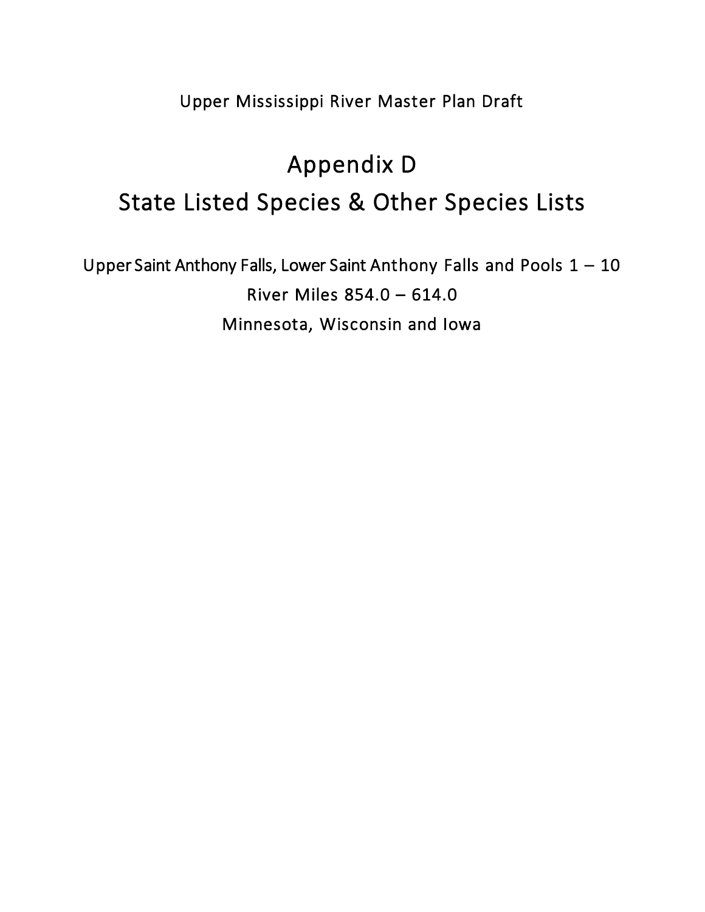Upper Mississippi River Master Plan Draft

# Appendix D
# State Listed Species & Other Species Lists

Upper Saint Anthony Falls, Lower Saint Anthony Falls and Pools 1 – 10

River Miles 854.0 – 614.0

Minnesota, Wisconsin and Iowa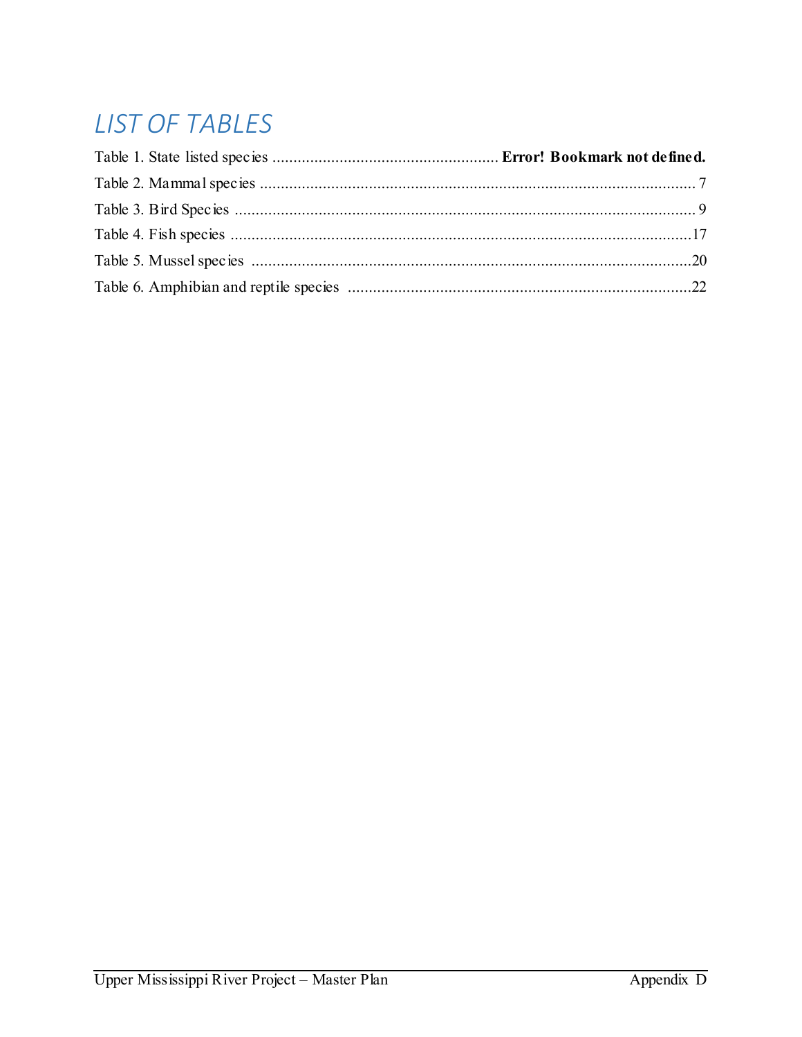# LIST OF TABLES

Table 1. State listed species ...................................................... **Error! Bookmark not defined.**

Table 2. Mammal species ........................................................................................................ 7

Table 3. Bird Species .............................................................................................................. 9

Table 4. Fish species ..............................................................................................................17

Table 5. Mussel species .........................................................................................................20

Table 6. Amphibian and reptile species ..................................................................................22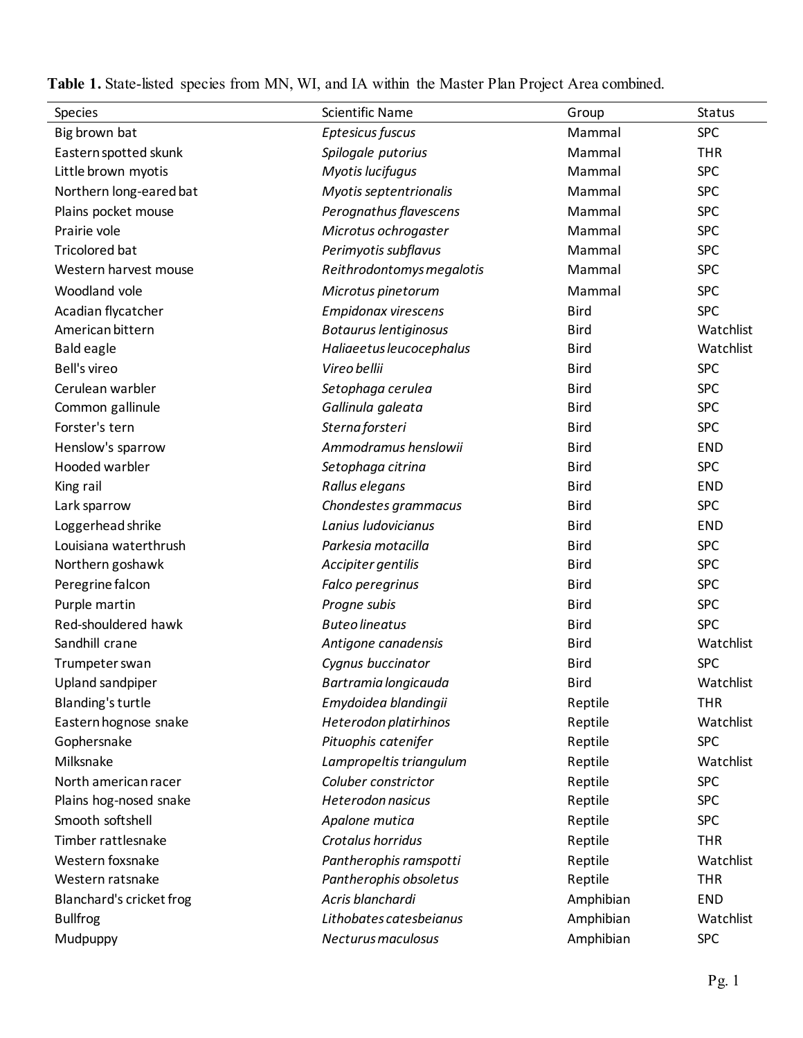**Table 1.** State-listed species from MN, WI, and IA within the Master Plan Project Area combined.

| Species | Scientific Name | Group | Status |
|---|---|---|---|
| Big brown bat | *Eptesicus fuscus* | Mammal | SPC |
| Eastern spotted skunk | *Spilogale putorius* | Mammal | THR |
| Little brown myotis | *Myotis lucifugus* | Mammal | SPC |
| Northern long-eared bat | *Myotis septentrionalis* | Mammal | SPC |
| Plains pocket mouse | *Perognathus flavescens* | Mammal | SPC |
| Prairie vole | *Microtus ochrogaster* | Mammal | SPC |
| Tricolored bat | *Perimyotis subflavus* | Mammal | SPC |
| Western harvest mouse | *Reithrodontomys megalotis* | Mammal | SPC |
| Woodland vole | *Microtus pinetorum* | Mammal | SPC |
| Acadian flycatcher | *Empidonax virescens* | Bird | SPC |
| American bittern | *Botaurus lentiginosus* | Bird | Watchlist |
| Bald eagle | *Haliaeetus leucocephalus* | Bird | Watchlist |
| Bell's vireo | *Vireo bellii* | Bird | SPC |
| Cerulean warbler | *Setophaga cerulea* | Bird | SPC |
| Common gallinule | *Gallinula galeata* | Bird | SPC |
| Forster's tern | *Sterna forsteri* | Bird | SPC |
| Henslow's sparrow | *Ammodramus henslowii* | Bird | END |
| Hooded warbler | *Setophaga citrina* | Bird | SPC |
| King rail | *Rallus elegans* | Bird | END |
| Lark sparrow | *Chondestes grammacus* | Bird | SPC |
| Loggerhead shrike | *Lanius ludovicianus* | Bird | END |
| Louisiana waterthrush | *Parkesia motacilla* | Bird | SPC |
| Northern goshawk | *Accipiter gentilis* | Bird | SPC |
| Peregrine falcon | *Falco peregrinus* | Bird | SPC |
| Purple martin | *Progne subis* | Bird | SPC |
| Red-shouldered hawk | *Buteo lineatus* | Bird | SPC |
| Sandhill crane | *Antigone canadensis* | Bird | Watchlist |
| Trumpeter swan | *Cygnus buccinator* | Bird | SPC |
| Upland sandpiper | *Bartramia longicauda* | Bird | Watchlist |
| Blanding's turtle | *Emydoidea blandingii* | Reptile | THR |
| Eastern hognose snake | *Heterodon platirhinos* | Reptile | Watchlist |
| Gophersnake | *Pituophis catenifer* | Reptile | SPC |
| Milksnake | *Lampropeltis triangulum* | Reptile | Watchlist |
| North american racer | *Coluber constrictor* | Reptile | SPC |
| Plains hog-nosed snake | *Heterodon nasicus* | Reptile | SPC |
| Smooth softshell | *Apalone mutica* | Reptile | SPC |
| Timber rattlesnake | *Crotalus horridus* | Reptile | THR |
| Western foxsnake | *Pantherophis ramspotti* | Reptile | Watchlist |
| Western ratsnake | *Pantherophis obsoletus* | Reptile | THR |
| Blanchard's cricket frog | *Acris blanchardi* | Amphibian | END |
| Bullfrog | *Lithobates catesbeianus* | Amphibian | Watchlist |
| Mudpuppy | *Necturus maculosus* | Amphibian | SPC |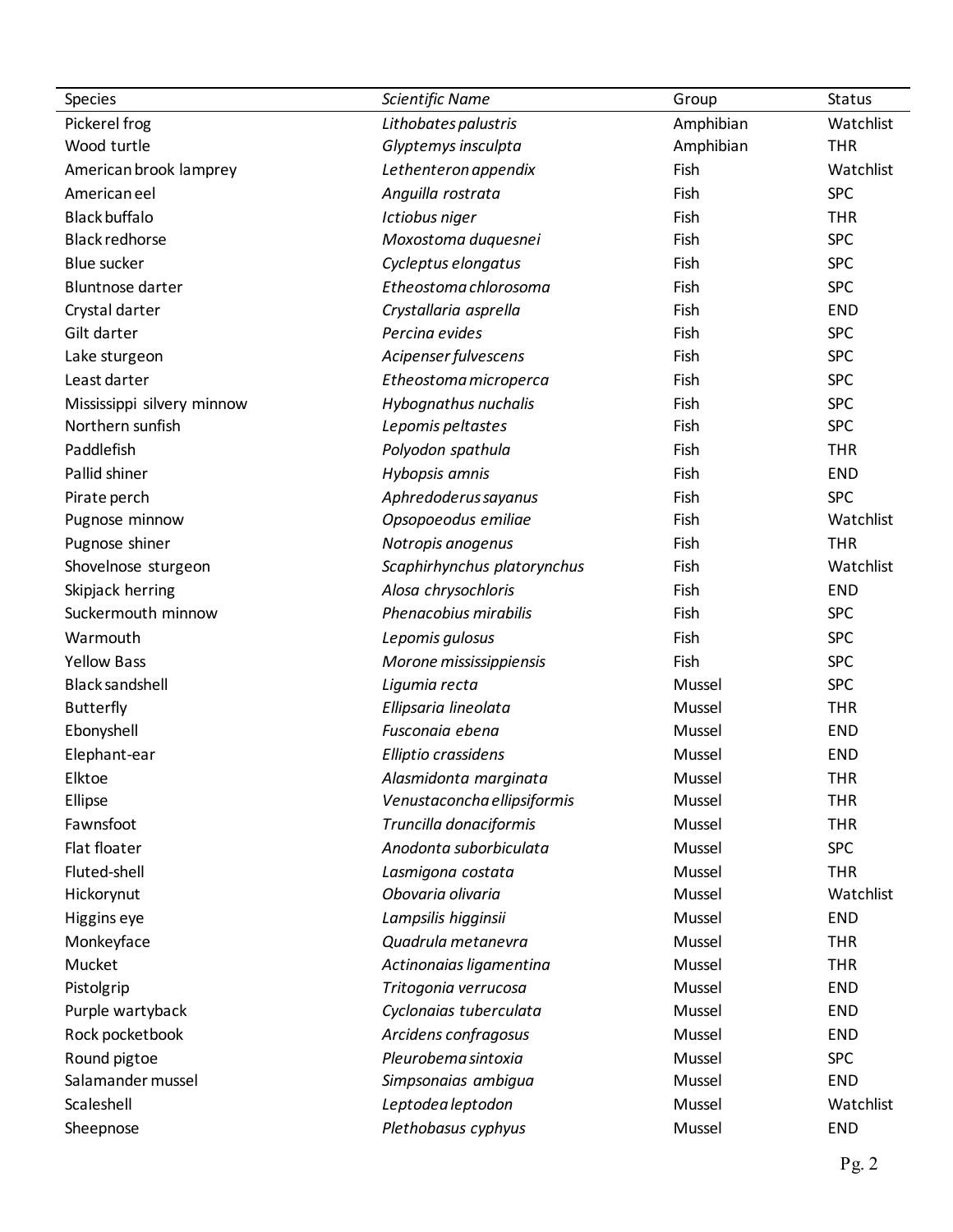| Species | *Scientific Name* | Group | Status |
| --- | --- | --- | --- |
| Pickerel frog | *Lithobates palustris* | Amphibian | Watchlist |
| Wood turtle | *Glyptemys insculpta* | Amphibian | THR |
| American brook lamprey | *Lethenteron appendix* | Fish | Watchlist |
| American eel | *Anguilla rostrata* | Fish | SPC |
| Black buffalo | *Ictiobus niger* | Fish | THR |
| Black redhorse | *Moxostoma duquesnei* | Fish | SPC |
| Blue sucker | *Cycleptus elongatus* | Fish | SPC |
| Bluntnose darter | *Etheostoma chlorosoma* | Fish | SPC |
| Crystal darter | *Crystallaria asprella* | Fish | END |
| Gilt darter | *Percina evides* | Fish | SPC |
| Lake sturgeon | *Acipenser fulvescens* | Fish | SPC |
| Least darter | *Etheostoma microperca* | Fish | SPC |
| Mississippi silvery minnow | *Hybognathus nuchalis* | Fish | SPC |
| Northern sunfish | *Lepomis peltastes* | Fish | SPC |
| Paddlefish | *Polyodon spathula* | Fish | THR |
| Pallid shiner | *Hybopsis amnis* | Fish | END |
| Pirate perch | *Aphredoderus sayanus* | Fish | SPC |
| Pugnose minnow | *Opsopoeodus emiliae* | Fish | Watchlist |
| Pugnose shiner | *Notropis anogenus* | Fish | THR |
| Shovelnose sturgeon | *Scaphirhynchus platorynchus* | Fish | Watchlist |
| Skipjack herring | *Alosa chrysochloris* | Fish | END |
| Suckermouth minnow | *Phenacobius mirabilis* | Fish | SPC |
| Warmouth | *Lepomis gulosus* | Fish | SPC |
| Yellow Bass | *Morone mississippiensis* | Fish | SPC |
| Black sandshell | *Ligumia recta* | Mussel | SPC |
| Butterfly | *Ellipsaria lineolata* | Mussel | THR |
| Ebonyshell | *Fusconaia ebena* | Mussel | END |
| Elephant-ear | *Elliptio crassidens* | Mussel | END |
| Elktoe | *Alasmidonta marginata* | Mussel | THR |
| Ellipse | *Venustaconcha ellipsiformis* | Mussel | THR |
| Fawnsfoot | *Truncilla donaciformis* | Mussel | THR |
| Flat floater | *Anodonta suborbiculata* | Mussel | SPC |
| Fluted-shell | *Lasmigona costata* | Mussel | THR |
| Hickorynut | *Obovaria olivaria* | Mussel | Watchlist |
| Higgins eye | *Lampsilis higginsii* | Mussel | END |
| Monkeyface | *Quadrula metanevra* | Mussel | THR |
| Mucket | *Actinonaias ligamentina* | Mussel | THR |
| Pistolgrip | *Tritogonia verrucosa* | Mussel | END |
| Purple wartyback | *Cyclonaias tuberculata* | Mussel | END |
| Rock pocketbook | *Arcidens confragosus* | Mussel | END |
| Round pigtoe | *Pleurobema sintoxia* | Mussel | SPC |
| Salamander mussel | *Simpsonaias ambigua* | Mussel | END |
| Scaleshell | *Leptodea leptodon* | Mussel | Watchlist |
| Sheepnose | *Plethobasus cyphyus* | Mussel | END |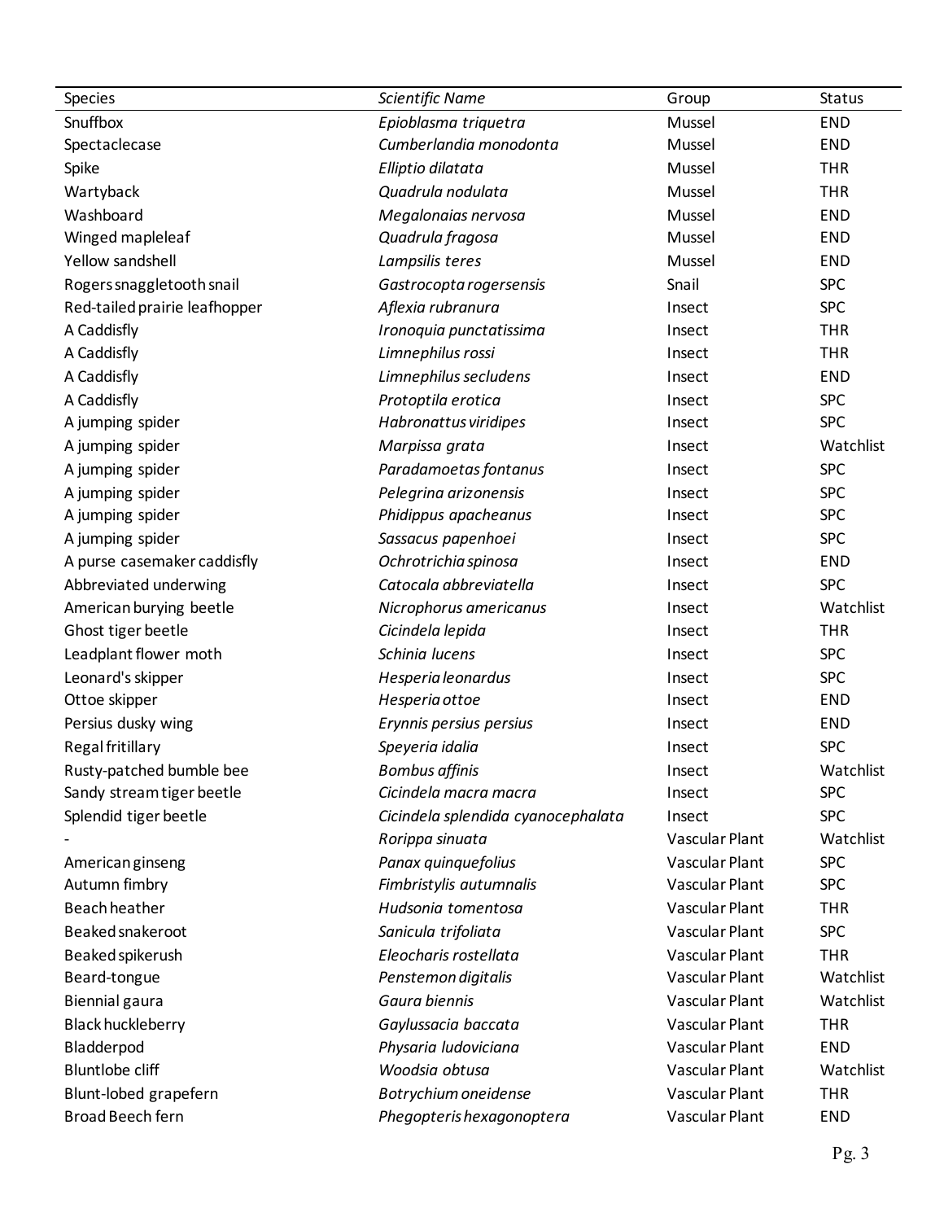| Species | *Scientific Name* | Group | Status |
|---|---|---|---|
| Snuffbox | *Epioblasma triquetra* | Mussel | END |
| Spectaclecase | *Cumberlandia monodonta* | Mussel | END |
| Spike | *Elliptio dilatata* | Mussel | THR |
| Wartyback | *Quadrula nodulata* | Mussel | THR |
| Washboard | *Megalonaias nervosa* | Mussel | END |
| Winged mapleleaf | *Quadrula fragosa* | Mussel | END |
| Yellow sandshell | *Lampsilis teres* | Mussel | END |
| Rogers snaggletooth snail | *Gastrocopta rogersensis* | Snail | SPC |
| Red-tailed prairie leafhopper | *Aflexia rubranura* | Insect | SPC |
| A Caddisfly | *Ironoquia punctatissima* | Insect | THR |
| A Caddisfly | *Limnephilus rossi* | Insect | THR |
| A Caddisfly | *Limnephilus secludens* | Insect | END |
| A Caddisfly | *Protoptila erotica* | Insect | SPC |
| A jumping spider | *Habronattus viridipes* | Insect | SPC |
| A jumping spider | *Marpissa grata* | Insect | Watchlist |
| A jumping spider | *Paradamoetas fontanus* | Insect | SPC |
| A jumping spider | *Pelegrina arizonensis* | Insect | SPC |
| A jumping spider | *Phidippus apacheanus* | Insect | SPC |
| A jumping spider | *Sassacus papenhoei* | Insect | SPC |
| A purse casemaker caddisfly | *Ochrotrichia spinosa* | Insect | END |
| Abbreviated underwing | *Catocala abbreviatella* | Insect | SPC |
| American burying beetle | *Nicrophorus americanus* | Insect | Watchlist |
| Ghost tiger beetle | *Cicindela lepida* | Insect | THR |
| Leadplant flower moth | *Schinia lucens* | Insect | SPC |
| Leonard's skipper | *Hesperia leonardus* | Insect | SPC |
| Ottoe skipper | *Hesperia ottoe* | Insect | END |
| Persius dusky wing | *Erynnis persius persius* | Insect | END |
| Regal fritillary | *Speyeria idalia* | Insect | SPC |
| Rusty-patched bumble bee | *Bombus affinis* | Insect | Watchlist |
| Sandy stream tiger beetle | *Cicindela macra macra* | Insect | SPC |
| Splendid tiger beetle | *Cicindela splendida cyanocephalata* | Insect | SPC |
| - | *Rorippa sinuata* | Vascular Plant | Watchlist |
| American ginseng | *Panax quinquefolius* | Vascular Plant | SPC |
| Autumn fimbry | *Fimbristylis autumnalis* | Vascular Plant | SPC |
| Beach heather | *Hudsonia tomentosa* | Vascular Plant | THR |
| Beaked snakeroot | *Sanicula trifoliata* | Vascular Plant | SPC |
| Beaked spikerush | *Eleocharis rostellata* | Vascular Plant | THR |
| Beard-tongue | *Penstemon digitalis* | Vascular Plant | Watchlist |
| Biennial gaura | *Gaura biennis* | Vascular Plant | Watchlist |
| Black huckleberry | *Gaylussacia baccata* | Vascular Plant | THR |
| Bladderpod | *Physaria ludoviciana* | Vascular Plant | END |
| Bluntlobe cliff | *Woodsia obtusa* | Vascular Plant | Watchlist |
| Blunt-lobed grapefern | *Botrychium oneidense* | Vascular Plant | THR |
| Broad Beech fern | *Phegopteris hexagonoptera* | Vascular Plant | END |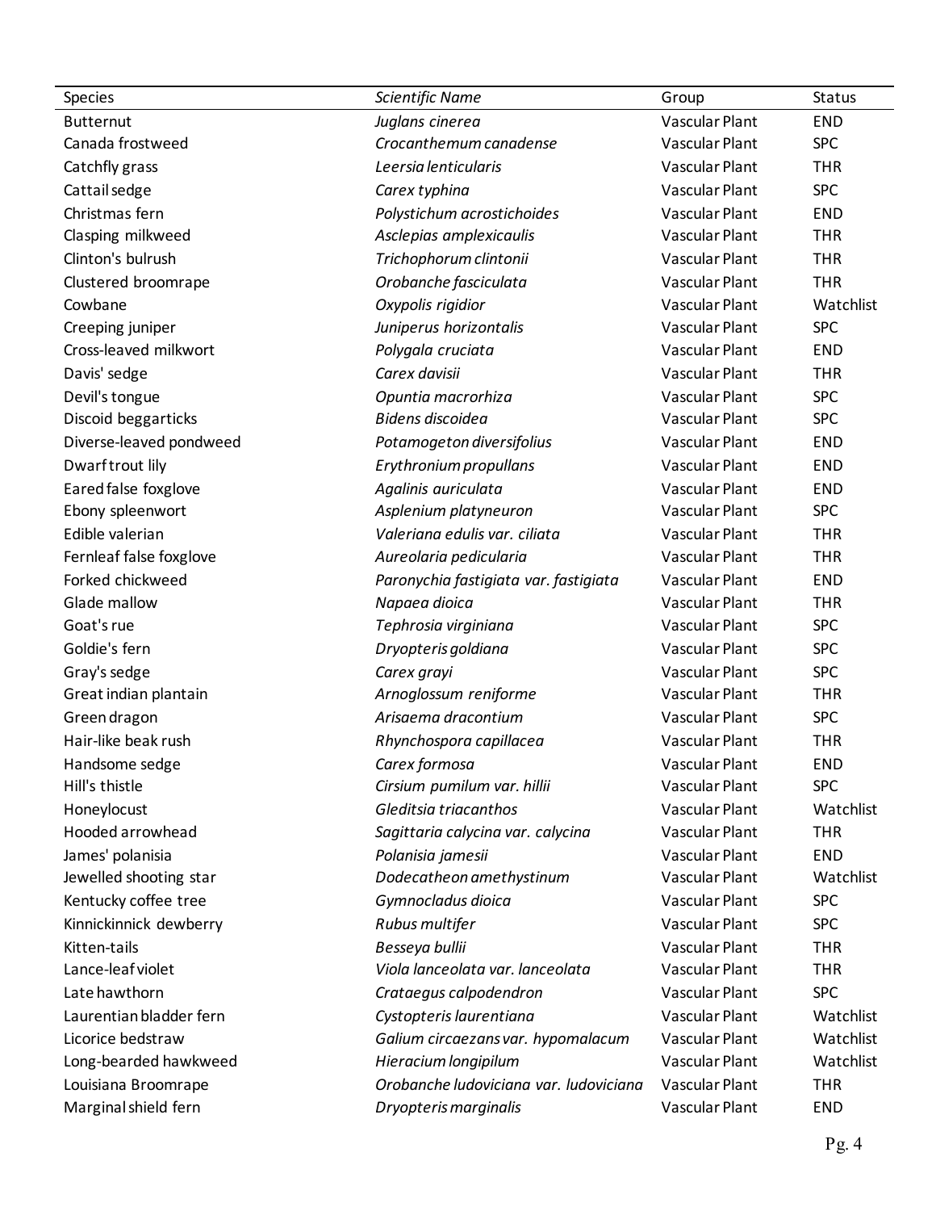| Species | *Scientific Name* | Group | Status |
|---|---|---|---|
| Butternut | *Juglans cinerea* | Vascular Plant | END |
| Canada frostweed | *Crocanthemum canadense* | Vascular Plant | SPC |
| Catchfly grass | *Leersia lenticularis* | Vascular Plant | THR |
| Cattail sedge | *Carex typhina* | Vascular Plant | SPC |
| Christmas fern | *Polystichum acrostichoides* | Vascular Plant | END |
| Clasping milkweed | *Asclepias amplexicaulis* | Vascular Plant | THR |
| Clinton's bulrush | *Trichophorum clintonii* | Vascular Plant | THR |
| Clustered broomrape | *Orobanche fasciculata* | Vascular Plant | THR |
| Cowbane | *Oxypolis rigidior* | Vascular Plant | Watchlist |
| Creeping juniper | *Juniperus horizontalis* | Vascular Plant | SPC |
| Cross-leaved milkwort | *Polygala cruciata* | Vascular Plant | END |
| Davis' sedge | *Carex davisii* | Vascular Plant | THR |
| Devil's tongue | *Opuntia macrorhiza* | Vascular Plant | SPC |
| Discoid beggarticks | *Bidens discoidea* | Vascular Plant | SPC |
| Diverse-leaved pondweed | *Potamogeton diversifolius* | Vascular Plant | END |
| Dwarf trout lily | *Erythronium propullans* | Vascular Plant | END |
| Eared false foxglove | *Agalinis auriculata* | Vascular Plant | END |
| Ebony spleenwort | *Asplenium platyneuron* | Vascular Plant | SPC |
| Edible valerian | *Valeriana edulis var. ciliata* | Vascular Plant | THR |
| Fernleaf false foxglove | *Aureolaria pedicularia* | Vascular Plant | THR |
| Forked chickweed | *Paronychia fastigiata var. fastigiata* | Vascular Plant | END |
| Glade mallow | *Napaea dioica* | Vascular Plant | THR |
| Goat's rue | *Tephrosia virginiana* | Vascular Plant | SPC |
| Goldie's fern | *Dryopteris goldiana* | Vascular Plant | SPC |
| Gray's sedge | *Carex grayi* | Vascular Plant | SPC |
| Great indian plantain | *Arnoglossum reniforme* | Vascular Plant | THR |
| Green dragon | *Arisaema dracontium* | Vascular Plant | SPC |
| Hair-like beak rush | *Rhynchospora capillacea* | Vascular Plant | THR |
| Handsome sedge | *Carex formosa* | Vascular Plant | END |
| Hill's thistle | *Cirsium pumilum var. hillii* | Vascular Plant | SPC |
| Honeylocust | *Gleditsia triacanthos* | Vascular Plant | Watchlist |
| Hooded arrowhead | *Sagittaria calycina var. calycina* | Vascular Plant | THR |
| James' polanisia | *Polanisia jamesii* | Vascular Plant | END |
| Jewelled shooting star | *Dodecatheon amethystinum* | Vascular Plant | Watchlist |
| Kentucky coffee tree | *Gymnocladus dioica* | Vascular Plant | SPC |
| Kinnickinnick dewberry | *Rubus multifer* | Vascular Plant | SPC |
| Kitten-tails | *Besseya bullii* | Vascular Plant | THR |
| Lance-leaf violet | *Viola lanceolata var. lanceolata* | Vascular Plant | THR |
| Late hawthorn | *Crataegus calpodendron* | Vascular Plant | SPC |
| Laurentian bladder fern | *Cystopteris laurentiana* | Vascular Plant | Watchlist |
| Licorice bedstraw | *Galium circaezans var. hypomalacum* | Vascular Plant | Watchlist |
| Long-bearded hawkweed | *Hieracium longipilum* | Vascular Plant | Watchlist |
| Louisiana Broomrape | *Orobanche ludoviciana var. ludoviciana* | Vascular Plant | THR |
| Marginal shield fern | *Dryopteris marginalis* | Vascular Plant | END |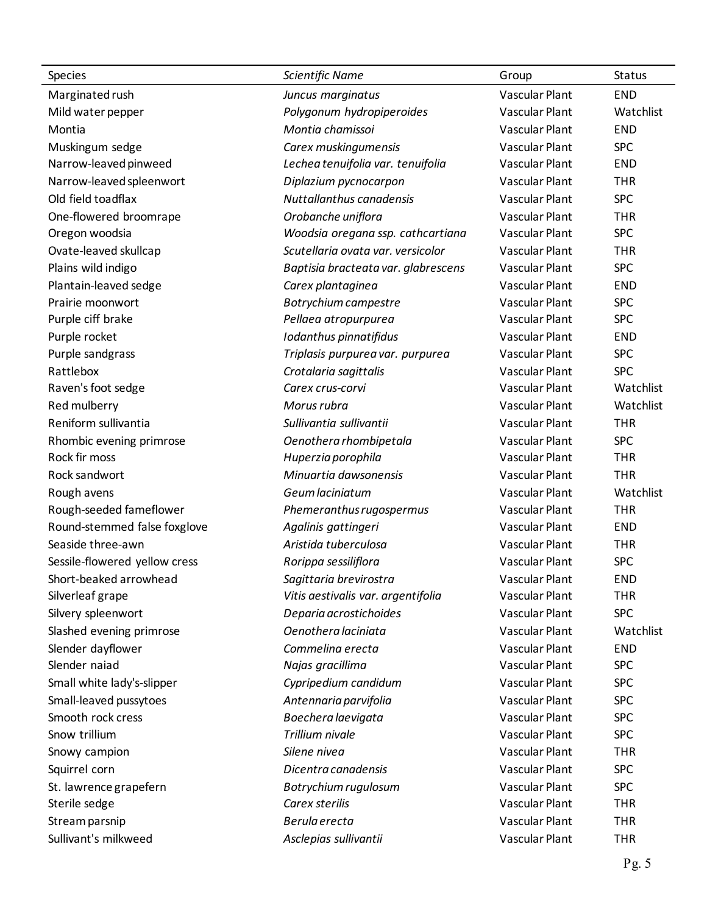| Species | Scientific Name | Group | Status |
|---|---|---|---|
| Marginated rush | *Juncus marginatus* | Vascular Plant | END |
| Mild water pepper | *Polygonum hydropiperoides* | Vascular Plant | Watchlist |
| Montia | *Montia chamissoi* | Vascular Plant | END |
| Muskingum sedge | *Carex muskingumensis* | Vascular Plant | SPC |
| Narrow-leaved pinweed | *Lechea tenuifolia var. tenuifolia* | Vascular Plant | END |
| Narrow-leaved spleenwort | *Diplazium pycnocarpon* | Vascular Plant | THR |
| Old field toadflax | *Nuttallanthus canadensis* | Vascular Plant | SPC |
| One-flowered broomrape | *Orobanche uniflora* | Vascular Plant | THR |
| Oregon woodsia | *Woodsia oregana ssp. cathcartiana* | Vascular Plant | SPC |
| Ovate-leaved skullcap | *Scutellaria ovata var. versicolor* | Vascular Plant | THR |
| Plains wild indigo | *Baptisia bracteata var. glabrescens* | Vascular Plant | SPC |
| Plantain-leaved sedge | *Carex plantaginea* | Vascular Plant | END |
| Prairie moonwort | *Botrychium campestre* | Vascular Plant | SPC |
| Purple ciff brake | *Pellaea atropurpurea* | Vascular Plant | SPC |
| Purple rocket | *Iodanthus pinnatifidus* | Vascular Plant | END |
| Purple sandgrass | *Triplasis purpurea var. purpurea* | Vascular Plant | SPC |
| Rattlebox | *Crotalaria sagittalis* | Vascular Plant | SPC |
| Raven's foot sedge | *Carex crus-corvi* | Vascular Plant | Watchlist |
| Red mulberry | *Morus rubra* | Vascular Plant | Watchlist |
| Reniform sullivantia | *Sullivantia sullivantii* | Vascular Plant | THR |
| Rhombic evening primrose | *Oenothera rhombipetala* | Vascular Plant | SPC |
| Rock fir moss | *Huperzia porophila* | Vascular Plant | THR |
| Rock sandwort | *Minuartia dawsonensis* | Vascular Plant | THR |
| Rough avens | *Geum laciniatum* | Vascular Plant | Watchlist |
| Rough-seeded fameflower | *Phemeranthus rugospermus* | Vascular Plant | THR |
| Round-stemmed false foxglove | *Agalinis gattingeri* | Vascular Plant | END |
| Seaside three-awn | *Aristida tuberculosa* | Vascular Plant | THR |
| Sessile-flowered yellow cress | *Rorippa sessiliflora* | Vascular Plant | SPC |
| Short-beaked arrowhead | *Sagittaria brevirostra* | Vascular Plant | END |
| Silverleaf grape | *Vitis aestivalis var. argentifolia* | Vascular Plant | THR |
| Silvery spleenwort | *Deparia acrostichoides* | Vascular Plant | SPC |
| Slashed evening primrose | *Oenothera laciniata* | Vascular Plant | Watchlist |
| Slender dayflower | *Commelina erecta* | Vascular Plant | END |
| Slender naiad | *Najas gracillima* | Vascular Plant | SPC |
| Small white lady's-slipper | *Cypripedium candidum* | Vascular Plant | SPC |
| Small-leaved pussytoes | *Antennaria parvifolia* | Vascular Plant | SPC |
| Smooth rock cress | *Boechera laevigata* | Vascular Plant | SPC |
| Snow trillium | *Trillium nivale* | Vascular Plant | SPC |
| Snowy campion | *Silene nivea* | Vascular Plant | THR |
| Squirrel corn | *Dicentra canadensis* | Vascular Plant | SPC |
| St. lawrence grapefern | *Botrychium rugulosum* | Vascular Plant | SPC |
| Sterile sedge | *Carex sterilis* | Vascular Plant | THR |
| Stream parsnip | *Berula erecta* | Vascular Plant | THR |
| Sullivant's milkweed | *Asclepias sullivantii* | Vascular Plant | THR |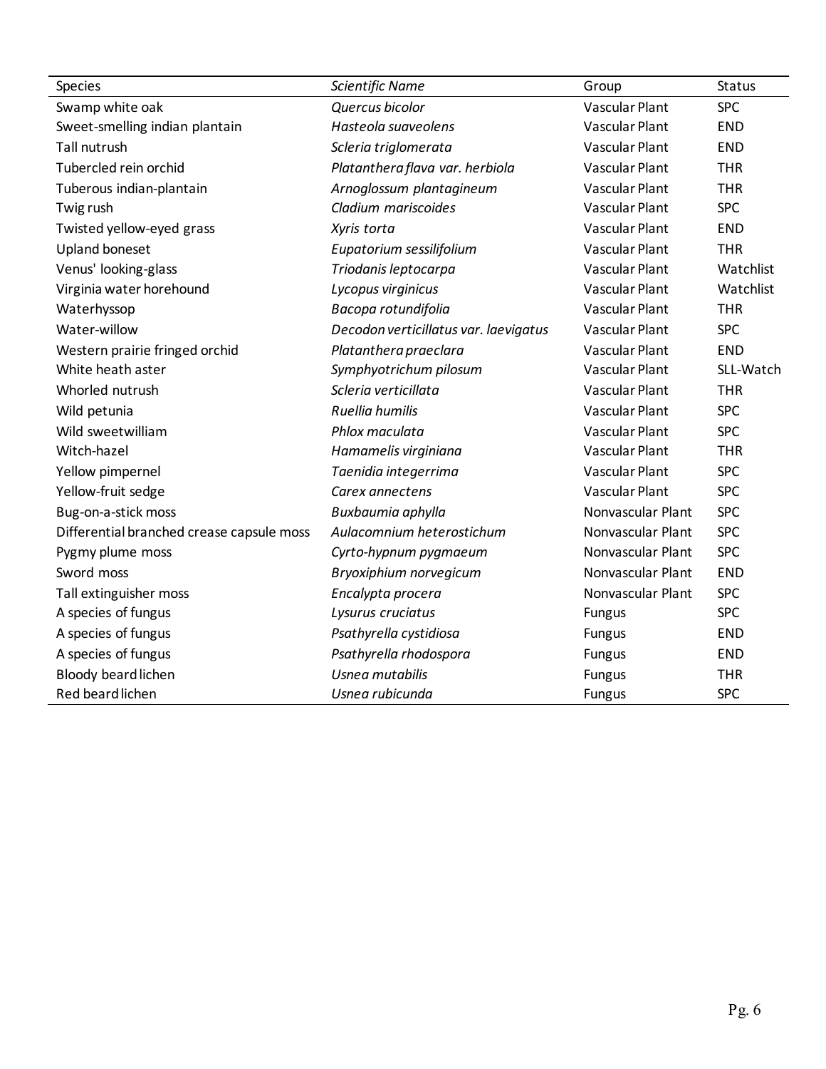| Species | *Scientific Name* | Group | Status |
|---|---|---|---|
| Swamp white oak | *Quercus bicolor* | Vascular Plant | SPC |
| Sweet-smelling indian plantain | *Hasteola suaveolens* | Vascular Plant | END |
| Tall nutrush | *Scleria triglomerata* | Vascular Plant | END |
| Tubercled rein orchid | *Platanthera flava var. herbiola* | Vascular Plant | THR |
| Tuberous indian-plantain | *Arnoglossum plantagineum* | Vascular Plant | THR |
| Twig rush | *Cladium mariscoides* | Vascular Plant | SPC |
| Twisted yellow-eyed grass | *Xyris torta* | Vascular Plant | END |
| Upland boneset | *Eupatorium sessilifolium* | Vascular Plant | THR |
| Venus' looking-glass | *Triodanis leptocarpa* | Vascular Plant | Watchlist |
| Virginia water horehound | *Lycopus virginicus* | Vascular Plant | Watchlist |
| Waterhyssop | *Bacopa rotundifolia* | Vascular Plant | THR |
| Water-willow | *Decodon verticillatus var. laevigatus* | Vascular Plant | SPC |
| Western prairie fringed orchid | *Platanthera praeclara* | Vascular Plant | END |
| White heath aster | *Symphyotrichum pilosum* | Vascular Plant | SLL-Watch |
| Whorled nutrush | *Scleria verticillata* | Vascular Plant | THR |
| Wild petunia | *Ruellia humilis* | Vascular Plant | SPC |
| Wild sweetwilliam | *Phlox maculata* | Vascular Plant | SPC |
| Witch-hazel | *Hamamelis virginiana* | Vascular Plant | THR |
| Yellow pimpernel | *Taenidia integerrima* | Vascular Plant | SPC |
| Yellow-fruit sedge | *Carex annectens* | Vascular Plant | SPC |
| Bug-on-a-stick moss | *Buxbaumia aphylla* | Nonvascular Plant | SPC |
| Differential branched crease capsule moss | *Aulacomnium heterostichum* | Nonvascular Plant | SPC |
| Pygmy plume moss | *Cyrto-hypnum pygmaeum* | Nonvascular Plant | SPC |
| Sword moss | *Bryoxiphium norvegicum* | Nonvascular Plant | END |
| Tall extinguisher moss | *Encalypta procera* | Nonvascular Plant | SPC |
| A species of fungus | *Lysurus cruciatus* | Fungus | SPC |
| A species of fungus | *Psathyrella cystidiosa* | Fungus | END |
| A species of fungus | *Psathyrella rhodospora* | Fungus | END |
| Bloody beard lichen | *Usnea mutabilis* | Fungus | THR |
| Red beard lichen | *Usnea rubicunda* | Fungus | SPC |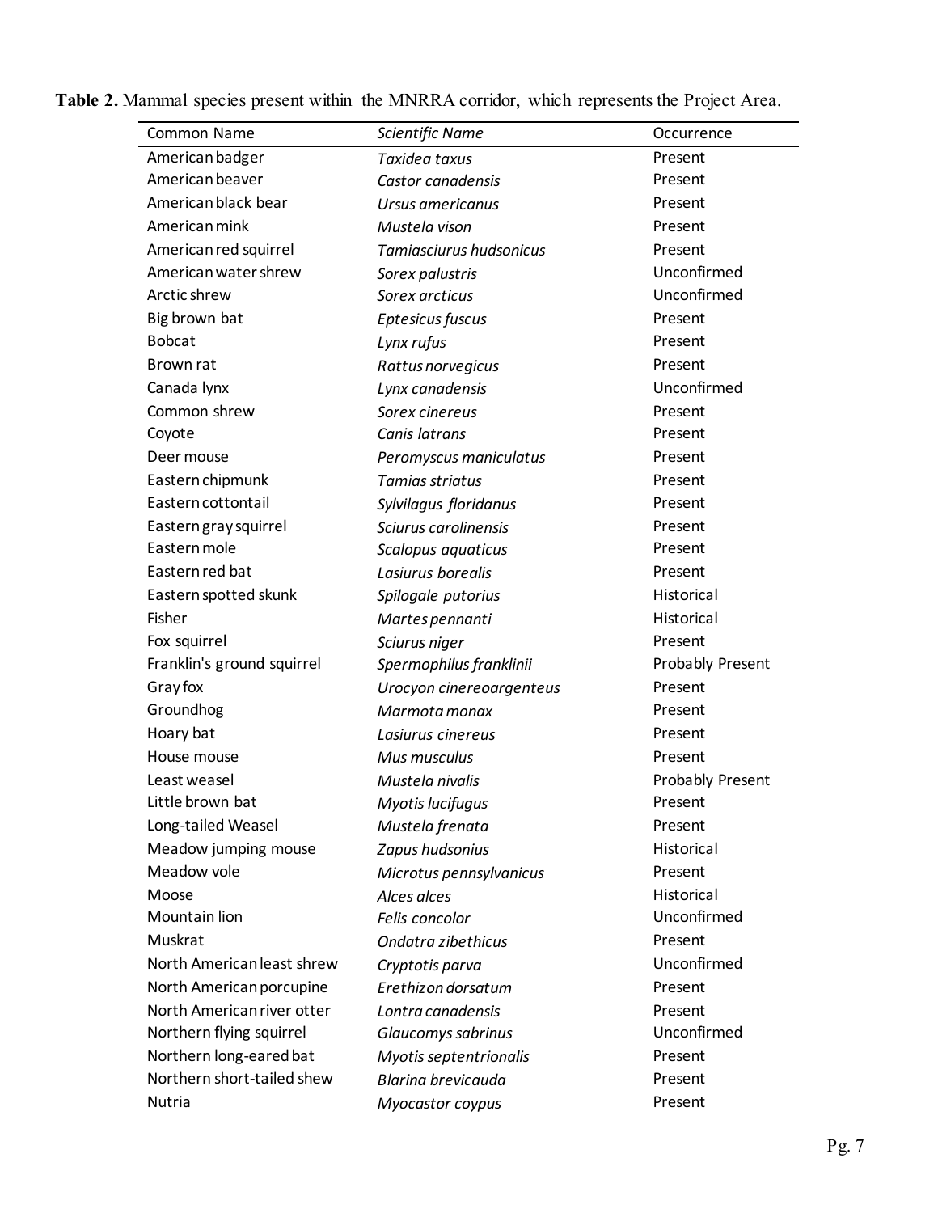**Table 2.** Mammal species present within the MNRRA corridor, which represents the Project Area.

| Common Name | *Scientific Name* | Occurrence |
|---|---|---|
| American badger | *Taxidea taxus* | Present |
| American beaver | *Castor canadensis* | Present |
| American black bear | *Ursus americanus* | Present |
| American mink | *Mustela vison* | Present |
| American red squirrel | *Tamiasciurus hudsonicus* | Present |
| American water shrew | *Sorex palustris* | Unconfirmed |
| Arctic shrew | *Sorex arcticus* | Unconfirmed |
| Big brown bat | *Eptesicus fuscus* | Present |
| Bobcat | *Lynx rufus* | Present |
| Brown rat | *Rattus norvegicus* | Present |
| Canada lynx | *Lynx canadensis* | Unconfirmed |
| Common shrew | *Sorex cinereus* | Present |
| Coyote | *Canis latrans* | Present |
| Deer mouse | *Peromyscus maniculatus* | Present |
| Eastern chipmunk | *Tamias striatus* | Present |
| Eastern cottontail | *Sylvilagus floridanus* | Present |
| Eastern gray squirrel | *Sciurus carolinensis* | Present |
| Eastern mole | *Scalopus aquaticus* | Present |
| Eastern red bat | *Lasiurus borealis* | Present |
| Eastern spotted skunk | *Spilogale putorius* | Historical |
| Fisher | *Martes pennanti* | Historical |
| Fox squirrel | *Sciurus niger* | Present |
| Franklin's ground squirrel | *Spermophilus franklinii* | Probably Present |
| Gray fox | *Urocyon cinereoargenteus* | Present |
| Groundhog | *Marmota monax* | Present |
| Hoary bat | *Lasiurus cinereus* | Present |
| House mouse | *Mus musculus* | Present |
| Least weasel | *Mustela nivalis* | Probably Present |
| Little brown bat | *Myotis lucifugus* | Present |
| Long-tailed Weasel | *Mustela frenata* | Present |
| Meadow jumping mouse | *Zapus hudsonius* | Historical |
| Meadow vole | *Microtus pennsylvanicus* | Present |
| Moose | *Alces alces* | Historical |
| Mountain lion | *Felis concolor* | Unconfirmed |
| Muskrat | *Ondatra zibethicus* | Present |
| North American least shrew | *Cryptotis parva* | Unconfirmed |
| North American porcupine | *Erethizon dorsatum* | Present |
| North American river otter | *Lontra canadensis* | Present |
| Northern flying squirrel | *Glaucomys sabrinus* | Unconfirmed |
| Northern long-eared bat | *Myotis septentrionalis* | Present |
| Northern short-tailed shew | *Blarina brevicauda* | Present |
| Nutria | *Myocastor coypus* | Present |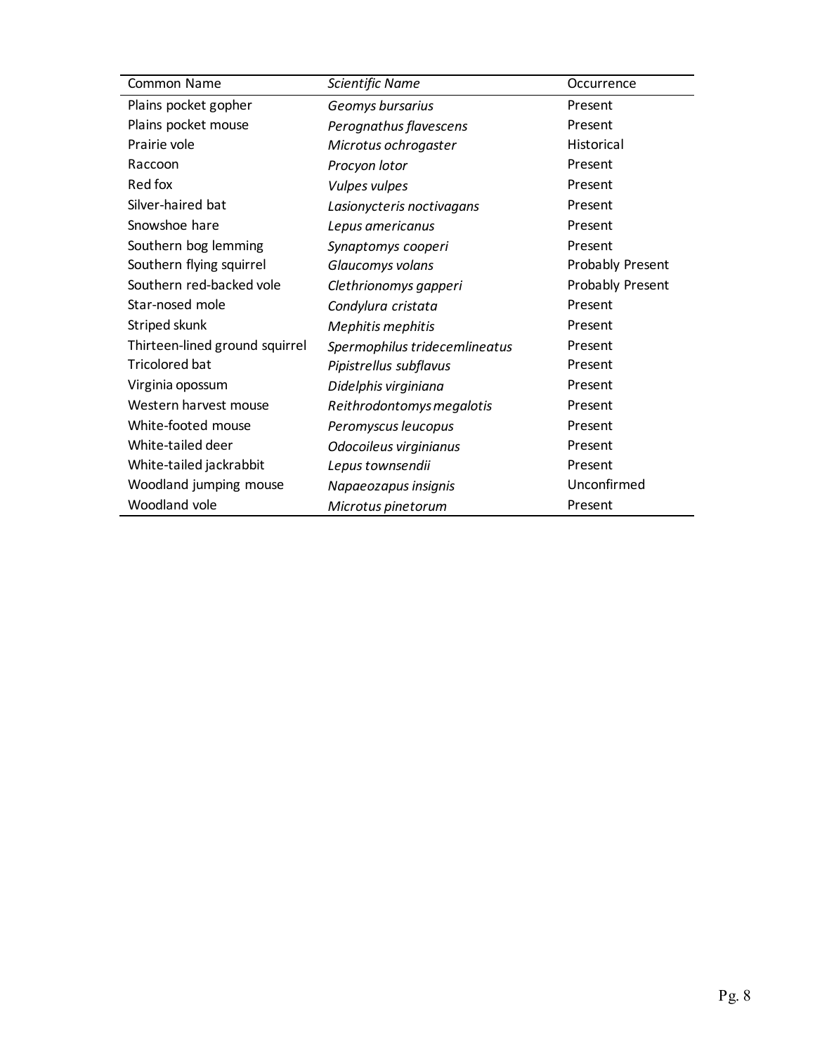| Common Name | *Scientific Name* | Occurrence |
| --- | --- | --- |
| Plains pocket gopher | *Geomys bursarius* | Present |
| Plains pocket mouse | *Perognathus flavescens* | Present |
| Prairie vole | *Microtus ochrogaster* | Historical |
| Raccoon | *Procyon lotor* | Present |
| Red fox | *Vulpes vulpes* | Present |
| Silver-haired bat | *Lasionycteris noctivagans* | Present |
| Snowshoe hare | *Lepus americanus* | Present |
| Southern bog lemming | *Synaptomys cooperi* | Present |
| Southern flying squirrel | *Glaucomys volans* | Probably Present |
| Southern red-backed vole | *Clethrionomys gapperi* | Probably Present |
| Star-nosed mole | *Condylura cristata* | Present |
| Striped skunk | *Mephitis mephitis* | Present |
| Thirteen-lined ground squirrel | *Spermophilus tridecemlineatus* | Present |
| Tricolored bat | *Pipistrellus subflavus* | Present |
| Virginia opossum | *Didelphis virginiana* | Present |
| Western harvest mouse | *Reithrodontomys megalotis* | Present |
| White-footed mouse | *Peromyscus leucopus* | Present |
| White-tailed deer | *Odocoileus virginianus* | Present |
| White-tailed jackrabbit | *Lepus townsendii* | Present |
| Woodland jumping mouse | *Napaeozapus insignis* | Unconfirmed |
| Woodland vole | *Microtus pinetorum* | Present |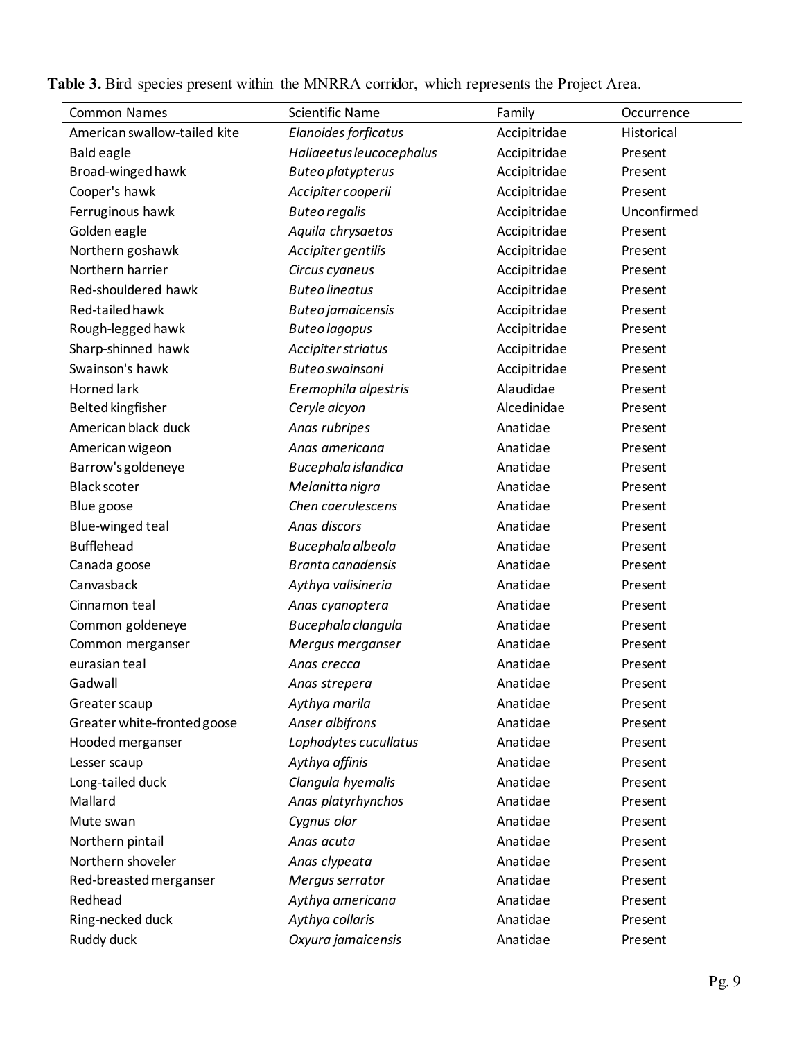**Table 3.** Bird species present within the MNRRA corridor, which represents the Project Area.

| Common Names | Scientific Name | Family | Occurrence |
|---|---|---|---|
| American swallow-tailed kite | *Elanoides forficatus* | Accipitridae | Historical |
| Bald eagle | *Haliaeetus leucocephalus* | Accipitridae | Present |
| Broad-winged hawk | *Buteo platypterus* | Accipitridae | Present |
| Cooper's hawk | *Accipiter cooperii* | Accipitridae | Present |
| Ferruginous hawk | *Buteo regalis* | Accipitridae | Unconfirmed |
| Golden eagle | *Aquila chrysaetos* | Accipitridae | Present |
| Northern goshawk | *Accipiter gentilis* | Accipitridae | Present |
| Northern harrier | *Circus cyaneus* | Accipitridae | Present |
| Red-shouldered hawk | *Buteo lineatus* | Accipitridae | Present |
| Red-tailed hawk | *Buteo jamaicensis* | Accipitridae | Present |
| Rough-legged hawk | *Buteo lagopus* | Accipitridae | Present |
| Sharp-shinned hawk | *Accipiter striatus* | Accipitridae | Present |
| Swainson's hawk | *Buteo swainsoni* | Accipitridae | Present |
| Horned lark | *Eremophila alpestris* | Alaudidae | Present |
| Belted kingfisher | *Ceryle alcyon* | Alcedinidae | Present |
| American black duck | *Anas rubripes* | Anatidae | Present |
| American wigeon | *Anas americana* | Anatidae | Present |
| Barrow's goldeneye | *Bucephala islandica* | Anatidae | Present |
| Black scoter | *Melanitta nigra* | Anatidae | Present |
| Blue goose | *Chen caerulescens* | Anatidae | Present |
| Blue-winged teal | *Anas discors* | Anatidae | Present |
| Bufflehead | *Bucephala albeola* | Anatidae | Present |
| Canada goose | *Branta canadensis* | Anatidae | Present |
| Canvasback | *Aythya valisineria* | Anatidae | Present |
| Cinnamon teal | *Anas cyanoptera* | Anatidae | Present |
| Common goldeneye | *Bucephala clangula* | Anatidae | Present |
| Common merganser | *Mergus merganser* | Anatidae | Present |
| eurasian teal | *Anas crecca* | Anatidae | Present |
| Gadwall | *Anas strepera* | Anatidae | Present |
| Greater scaup | *Aythya marila* | Anatidae | Present |
| Greater white-fronted goose | *Anser albifrons* | Anatidae | Present |
| Hooded merganser | *Lophodytes cucullatus* | Anatidae | Present |
| Lesser scaup | *Aythya affinis* | Anatidae | Present |
| Long-tailed duck | *Clangula hyemalis* | Anatidae | Present |
| Mallard | *Anas platyrhynchos* | Anatidae | Present |
| Mute swan | *Cygnus olor* | Anatidae | Present |
| Northern pintail | *Anas acuta* | Anatidae | Present |
| Northern shoveler | *Anas clypeata* | Anatidae | Present |
| Red-breasted merganser | *Mergus serrator* | Anatidae | Present |
| Redhead | *Aythya americana* | Anatidae | Present |
| Ring-necked duck | *Aythya collaris* | Anatidae | Present |
| Ruddy duck | *Oxyura jamaicensis* | Anatidae | Present |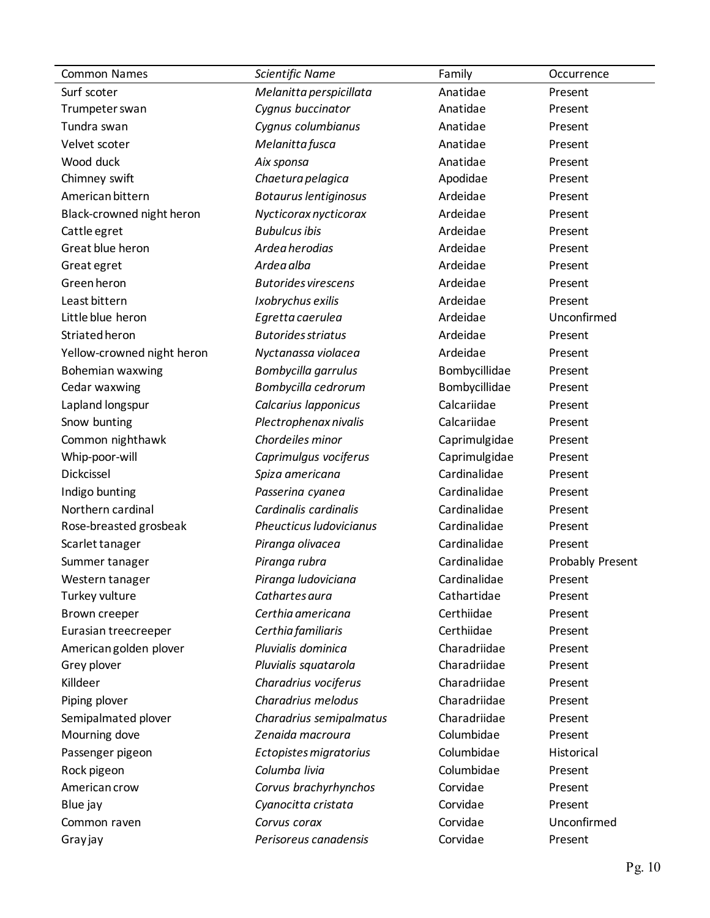| Common Names | *Scientific Name* | Family | Occurrence |
|---|---|---|---|
| Surf scoter | *Melanitta perspicillata* | Anatidae | Present |
| Trumpeter swan | *Cygnus buccinator* | Anatidae | Present |
| Tundra swan | *Cygnus columbianus* | Anatidae | Present |
| Velvet scoter | *Melanitta fusca* | Anatidae | Present |
| Wood duck | *Aix sponsa* | Anatidae | Present |
| Chimney swift | *Chaetura pelagica* | Apodidae | Present |
| American bittern | *Botaurus lentiginosus* | Ardeidae | Present |
| Black-crowned night heron | *Nycticorax nycticorax* | Ardeidae | Present |
| Cattle egret | *Bubulcus ibis* | Ardeidae | Present |
| Great blue heron | *Ardea herodias* | Ardeidae | Present |
| Great egret | *Ardea alba* | Ardeidae | Present |
| Green heron | *Butorides virescens* | Ardeidae | Present |
| Least bittern | *Ixobrychus exilis* | Ardeidae | Present |
| Little blue heron | *Egretta caerulea* | Ardeidae | Unconfirmed |
| Striated heron | *Butorides striatus* | Ardeidae | Present |
| Yellow-crowned night heron | *Nyctanassa violacea* | Ardeidae | Present |
| Bohemian waxwing | *Bombycilla garrulus* | Bombycillidae | Present |
| Cedar waxwing | *Bombycilla cedrorum* | Bombycillidae | Present |
| Lapland longspur | *Calcarius lapponicus* | Calcariidae | Present |
| Snow bunting | *Plectrophenax nivalis* | Calcariidae | Present |
| Common nighthawk | *Chordeiles minor* | Caprimulgidae | Present |
| Whip-poor-will | *Caprimulgus vociferus* | Caprimulgidae | Present |
| Dickcissel | *Spiza americana* | Cardinalidae | Present |
| Indigo bunting | *Passerina cyanea* | Cardinalidae | Present |
| Northern cardinal | *Cardinalis cardinalis* | Cardinalidae | Present |
| Rose-breasted grosbeak | *Pheucticus ludovicianus* | Cardinalidae | Present |
| Scarlet tanager | *Piranga olivacea* | Cardinalidae | Present |
| Summer tanager | *Piranga rubra* | Cardinalidae | Probably Present |
| Western tanager | *Piranga ludoviciana* | Cardinalidae | Present |
| Turkey vulture | *Cathartes aura* | Cathartidae | Present |
| Brown creeper | *Certhia americana* | Certhiidae | Present |
| Eurasian treecreeper | *Certhia familiaris* | Certhiidae | Present |
| American golden plover | *Pluvialis dominica* | Charadriidae | Present |
| Grey plover | *Pluvialis squatarola* | Charadriidae | Present |
| Killdeer | *Charadrius vociferus* | Charadriidae | Present |
| Piping plover | *Charadrius melodus* | Charadriidae | Present |
| Semipalmated plover | *Charadrius semipalmatus* | Charadriidae | Present |
| Mourning dove | *Zenaida macroura* | Columbidae | Present |
| Passenger pigeon | *Ectopistes migratorius* | Columbidae | Historical |
| Rock pigeon | *Columba livia* | Columbidae | Present |
| American crow | *Corvus brachyrhynchos* | Corvidae | Present |
| Blue jay | *Cyanocitta cristata* | Corvidae | Present |
| Common raven | *Corvus corax* | Corvidae | Unconfirmed |
| Gray jay | *Perisoreus canadensis* | Corvidae | Present |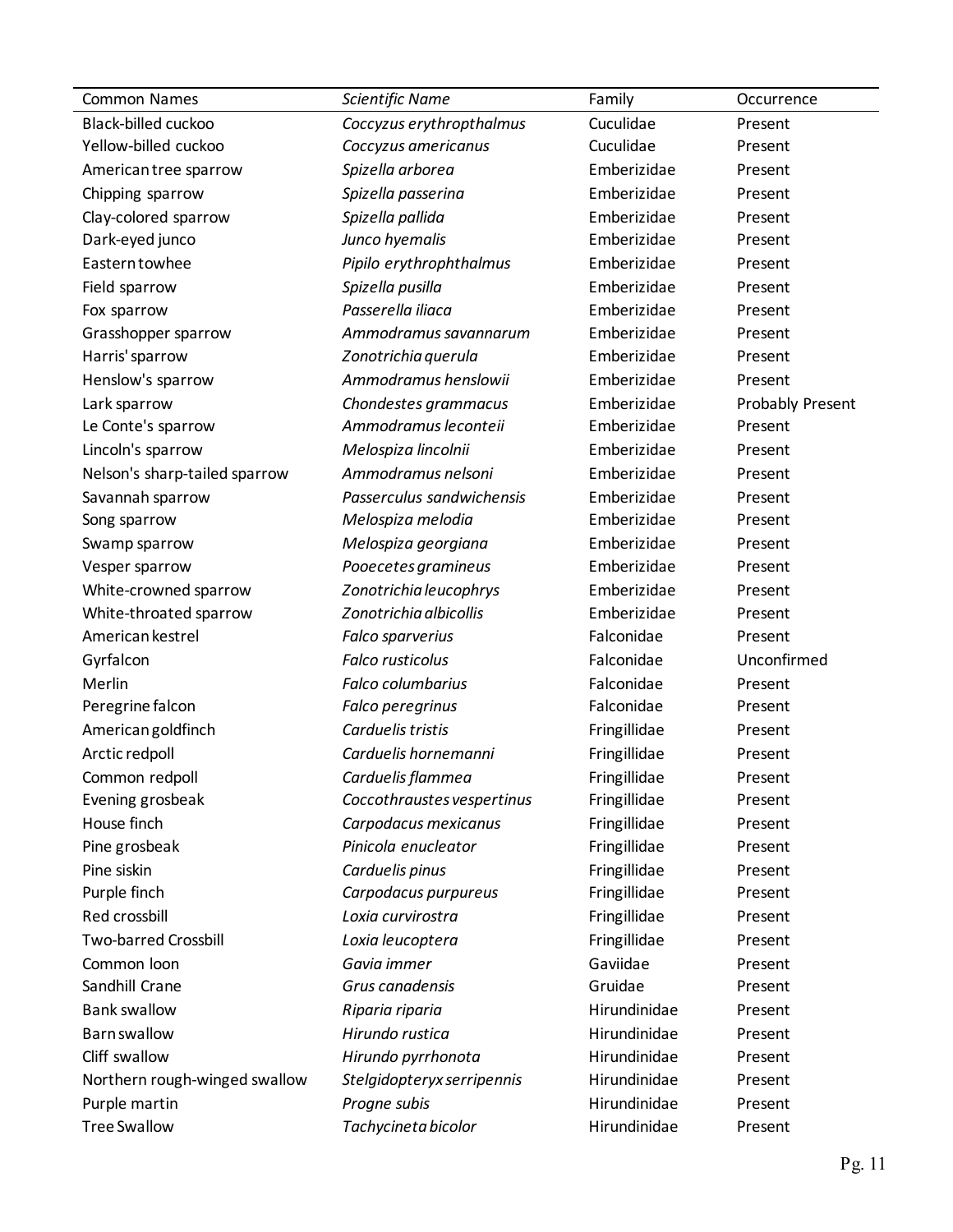| Common Names | *Scientific Name* | Family | Occurrence |
|---|---|---|---|
| Black-billed cuckoo | *Coccyzus erythropthalmus* | Cuculidae | Present |
| Yellow-billed cuckoo | *Coccyzus americanus* | Cuculidae | Present |
| American tree sparrow | *Spizella arborea* | Emberizidae | Present |
| Chipping sparrow | *Spizella passerina* | Emberizidae | Present |
| Clay-colored sparrow | *Spizella pallida* | Emberizidae | Present |
| Dark-eyed junco | *Junco hyemalis* | Emberizidae | Present |
| Eastern towhee | *Pipilo erythrophthalmus* | Emberizidae | Present |
| Field sparrow | *Spizella pusilla* | Emberizidae | Present |
| Fox sparrow | *Passerella iliaca* | Emberizidae | Present |
| Grasshopper sparrow | *Ammodramus savannarum* | Emberizidae | Present |
| Harris' sparrow | *Zonotrichia querula* | Emberizidae | Present |
| Henslow's sparrow | *Ammodramus henslowii* | Emberizidae | Present |
| Lark sparrow | *Chondestes grammacus* | Emberizidae | Probably Present |
| Le Conte's sparrow | *Ammodramus leconteii* | Emberizidae | Present |
| Lincoln's sparrow | *Melospiza lincolnii* | Emberizidae | Present |
| Nelson's sharp-tailed sparrow | *Ammodramus nelsoni* | Emberizidae | Present |
| Savannah sparrow | *Passerculus sandwichensis* | Emberizidae | Present |
| Song sparrow | *Melospiza melodia* | Emberizidae | Present |
| Swamp sparrow | *Melospiza georgiana* | Emberizidae | Present |
| Vesper sparrow | *Pooecetes gramineus* | Emberizidae | Present |
| White-crowned sparrow | *Zonotrichia leucophrys* | Emberizidae | Present |
| White-throated sparrow | *Zonotrichia albicollis* | Emberizidae | Present |
| American kestrel | *Falco sparverius* | Falconidae | Present |
| Gyrfalcon | *Falco rusticolus* | Falconidae | Unconfirmed |
| Merlin | *Falco columbarius* | Falconidae | Present |
| Peregrine falcon | *Falco peregrinus* | Falconidae | Present |
| American goldfinch | *Carduelis tristis* | Fringillidae | Present |
| Arctic redpoll | *Carduelis hornemanni* | Fringillidae | Present |
| Common redpoll | *Carduelis flammea* | Fringillidae | Present |
| Evening grosbeak | *Coccothraustes vespertinus* | Fringillidae | Present |
| House finch | *Carpodacus mexicanus* | Fringillidae | Present |
| Pine grosbeak | *Pinicola enucleator* | Fringillidae | Present |
| Pine siskin | *Carduelis pinus* | Fringillidae | Present |
| Purple finch | *Carpodacus purpureus* | Fringillidae | Present |
| Red crossbill | *Loxia curvirostra* | Fringillidae | Present |
| Two-barred Crossbill | *Loxia leucoptera* | Fringillidae | Present |
| Common loon | *Gavia immer* | Gaviidae | Present |
| Sandhill Crane | *Grus canadensis* | Gruidae | Present |
| Bank swallow | *Riparia riparia* | Hirundinidae | Present |
| Barn swallow | *Hirundo rustica* | Hirundinidae | Present |
| Cliff swallow | *Hirundo pyrrhonota* | Hirundinidae | Present |
| Northern rough-winged swallow | *Stelgidopteryx serripennis* | Hirundinidae | Present |
| Purple martin | *Progne subis* | Hirundinidae | Present |
| Tree Swallow | *Tachycineta bicolor* | Hirundinidae | Present |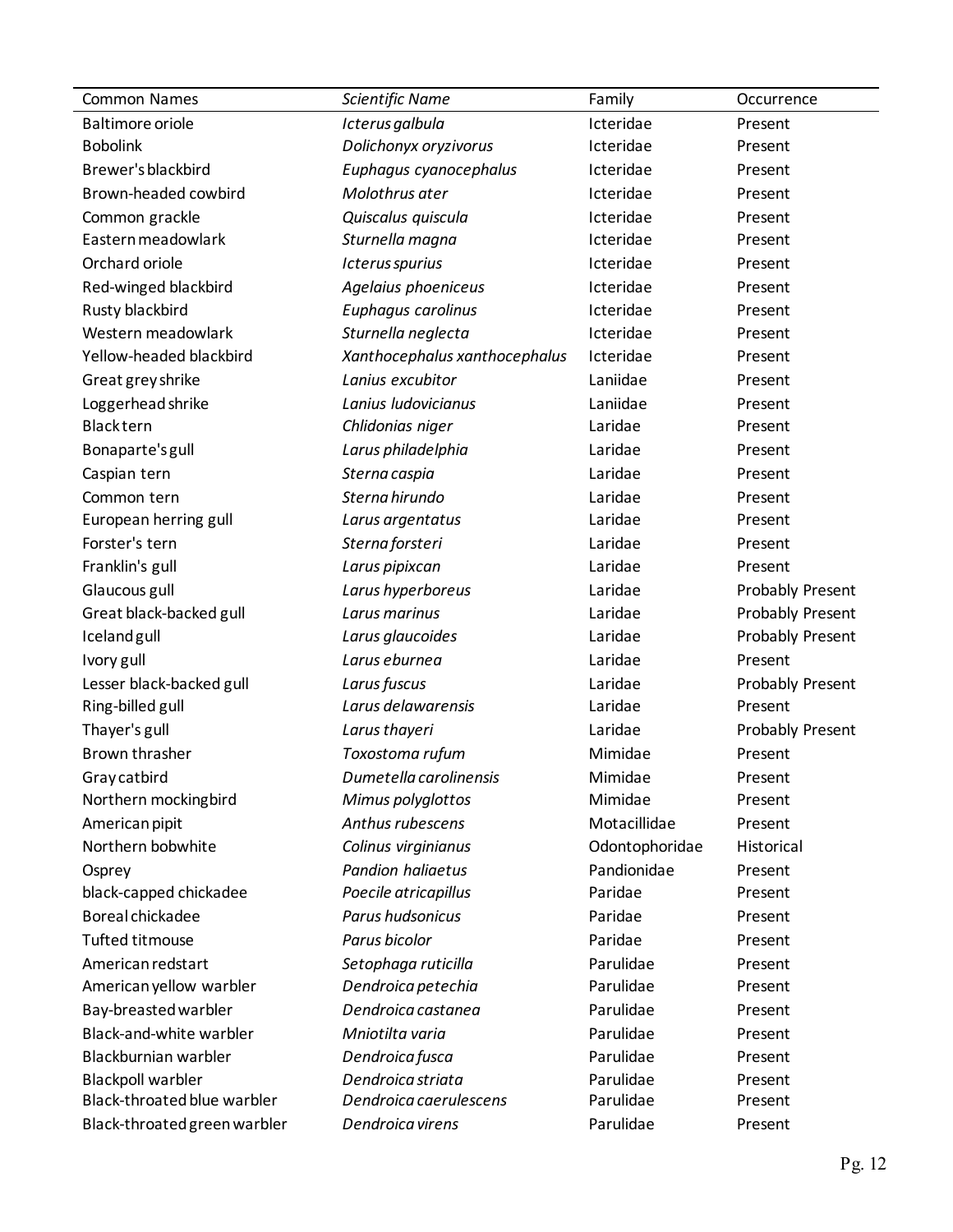| Common Names | *Scientific Name* | Family | Occurrence |
|---|---|---|---|
| Baltimore oriole | *Icterus galbula* | Icteridae | Present |
| Bobolink | *Dolichonyx oryzivorus* | Icteridae | Present |
| Brewer's blackbird | *Euphagus cyanocephalus* | Icteridae | Present |
| Brown-headed cowbird | *Molothrus ater* | Icteridae | Present |
| Common grackle | *Quiscalus quiscula* | Icteridae | Present |
| Eastern meadowlark | *Sturnella magna* | Icteridae | Present |
| Orchard oriole | *Icterus spurius* | Icteridae | Present |
| Red-winged blackbird | *Agelaius phoeniceus* | Icteridae | Present |
| Rusty blackbird | *Euphagus carolinus* | Icteridae | Present |
| Western meadowlark | *Sturnella neglecta* | Icteridae | Present |
| Yellow-headed blackbird | *Xanthocephalus xanthocephalus* | Icteridae | Present |
| Great grey shrike | *Lanius excubitor* | Laniidae | Present |
| Loggerhead shrike | *Lanius ludovicianus* | Laniidae | Present |
| Black tern | *Chlidonias niger* | Laridae | Present |
| Bonaparte's gull | *Larus philadelphia* | Laridae | Present |
| Caspian tern | *Sterna caspia* | Laridae | Present |
| Common tern | *Sterna hirundo* | Laridae | Present |
| European herring gull | *Larus argentatus* | Laridae | Present |
| Forster's tern | *Sterna forsteri* | Laridae | Present |
| Franklin's gull | *Larus pipixcan* | Laridae | Present |
| Glaucous gull | *Larus hyperboreus* | Laridae | Probably Present |
| Great black-backed gull | *Larus marinus* | Laridae | Probably Present |
| Iceland gull | *Larus glaucoides* | Laridae | Probably Present |
| Ivory gull | *Larus eburnea* | Laridae | Present |
| Lesser black-backed gull | *Larus fuscus* | Laridae | Probably Present |
| Ring-billed gull | *Larus delawarensis* | Laridae | Present |
| Thayer's gull | *Larus thayeri* | Laridae | Probably Present |
| Brown thrasher | *Toxostoma rufum* | Mimidae | Present |
| Gray catbird | *Dumetella carolinensis* | Mimidae | Present |
| Northern mockingbird | *Mimus polyglottos* | Mimidae | Present |
| American pipit | *Anthus rubescens* | Motacillidae | Present |
| Northern bobwhite | *Colinus virginianus* | Odontophoridae | Historical |
| Osprey | *Pandion haliaetus* | Pandionidae | Present |
| black-capped chickadee | *Poecile atricapillus* | Paridae | Present |
| Boreal chickadee | *Parus hudsonicus* | Paridae | Present |
| Tufted titmouse | *Parus bicolor* | Paridae | Present |
| American redstart | *Setophaga ruticilla* | Parulidae | Present |
| American yellow warbler | *Dendroica petechia* | Parulidae | Present |
| Bay-breasted warbler | *Dendroica castanea* | Parulidae | Present |
| Black-and-white warbler | *Mniotilta varia* | Parulidae | Present |
| Blackburnian warbler | *Dendroica fusca* | Parulidae | Present |
| Blackpoll warbler | *Dendroica striata* | Parulidae | Present |
| Black-throated blue warbler | *Dendroica caerulescens* | Parulidae | Present |
| Black-throated green warbler | *Dendroica virens* | Parulidae | Present |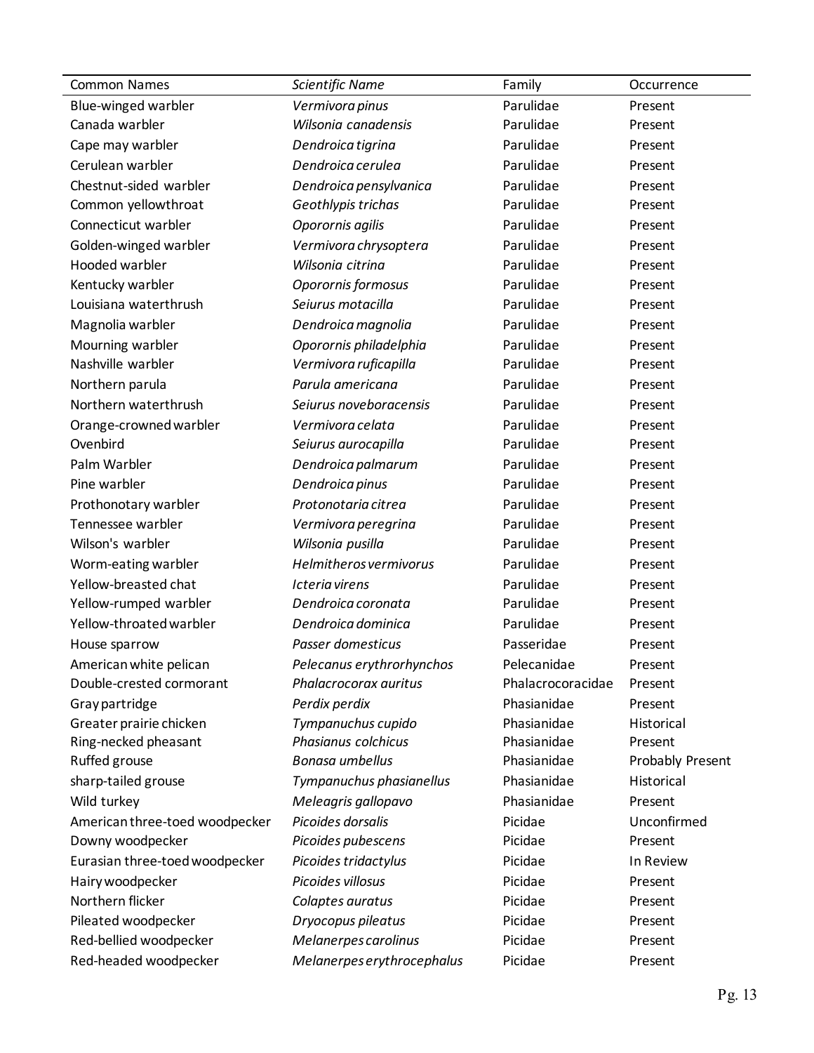| Common Names | *Scientific Name* | Family | Occurrence |
| --- | --- | --- | --- |
| Blue-winged warbler | *Vermivora pinus* | Parulidae | Present |
| Canada warbler | *Wilsonia canadensis* | Parulidae | Present |
| Cape may warbler | *Dendroica tigrina* | Parulidae | Present |
| Cerulean warbler | *Dendroica cerulea* | Parulidae | Present |
| Chestnut-sided warbler | *Dendroica pensylvanica* | Parulidae | Present |
| Common yellowthroat | *Geothlypis trichas* | Parulidae | Present |
| Connecticut warbler | *Oporornis agilis* | Parulidae | Present |
| Golden-winged warbler | *Vermivora chrysoptera* | Parulidae | Present |
| Hooded warbler | *Wilsonia citrina* | Parulidae | Present |
| Kentucky warbler | *Oporornis formosus* | Parulidae | Present |
| Louisiana waterthrush | *Seiurus motacilla* | Parulidae | Present |
| Magnolia warbler | *Dendroica magnolia* | Parulidae | Present |
| Mourning warbler | *Oporornis philadelphia* | Parulidae | Present |
| Nashville warbler | *Vermivora ruficapilla* | Parulidae | Present |
| Northern parula | *Parula americana* | Parulidae | Present |
| Northern waterthrush | *Seiurus noveboracensis* | Parulidae | Present |
| Orange-crowned warbler | *Vermivora celata* | Parulidae | Present |
| Ovenbird | *Seiurus aurocapilla* | Parulidae | Present |
| Palm Warbler | *Dendroica palmarum* | Parulidae | Present |
| Pine warbler | *Dendroica pinus* | Parulidae | Present |
| Prothonotary warbler | *Protonotaria citrea* | Parulidae | Present |
| Tennessee warbler | *Vermivora peregrina* | Parulidae | Present |
| Wilson's warbler | *Wilsonia pusilla* | Parulidae | Present |
| Worm-eating warbler | *Helmitheros vermivorus* | Parulidae | Present |
| Yellow-breasted chat | *Icteria virens* | Parulidae | Present |
| Yellow-rumped warbler | *Dendroica coronata* | Parulidae | Present |
| Yellow-throated warbler | *Dendroica dominica* | Parulidae | Present |
| House sparrow | *Passer domesticus* | Passeridae | Present |
| American white pelican | *Pelecanus erythrorhynchos* | Pelecanidae | Present |
| Double-crested cormorant | *Phalacrocorax auritus* | Phalacrocoracidae | Present |
| Gray partridge | *Perdix perdix* | Phasianidae | Present |
| Greater prairie chicken | *Tympanuchus cupido* | Phasianidae | Historical |
| Ring-necked pheasant | *Phasianus colchicus* | Phasianidae | Present |
| Ruffed grouse | *Bonasa umbellus* | Phasianidae | Probably Present |
| sharp-tailed grouse | *Tympanuchus phasianellus* | Phasianidae | Historical |
| Wild turkey | *Meleagris gallopavo* | Phasianidae | Present |
| American three-toed woodpecker | *Picoides dorsalis* | Picidae | Unconfirmed |
| Downy woodpecker | *Picoides pubescens* | Picidae | Present |
| Eurasian three-toed woodpecker | *Picoides tridactylus* | Picidae | In Review |
| Hairy woodpecker | *Picoides villosus* | Picidae | Present |
| Northern flicker | *Colaptes auratus* | Picidae | Present |
| Pileated woodpecker | *Dryocopus pileatus* | Picidae | Present |
| Red-bellied woodpecker | *Melanerpes carolinus* | Picidae | Present |
| Red-headed woodpecker | *Melanerpes erythrocephalus* | Picidae | Present |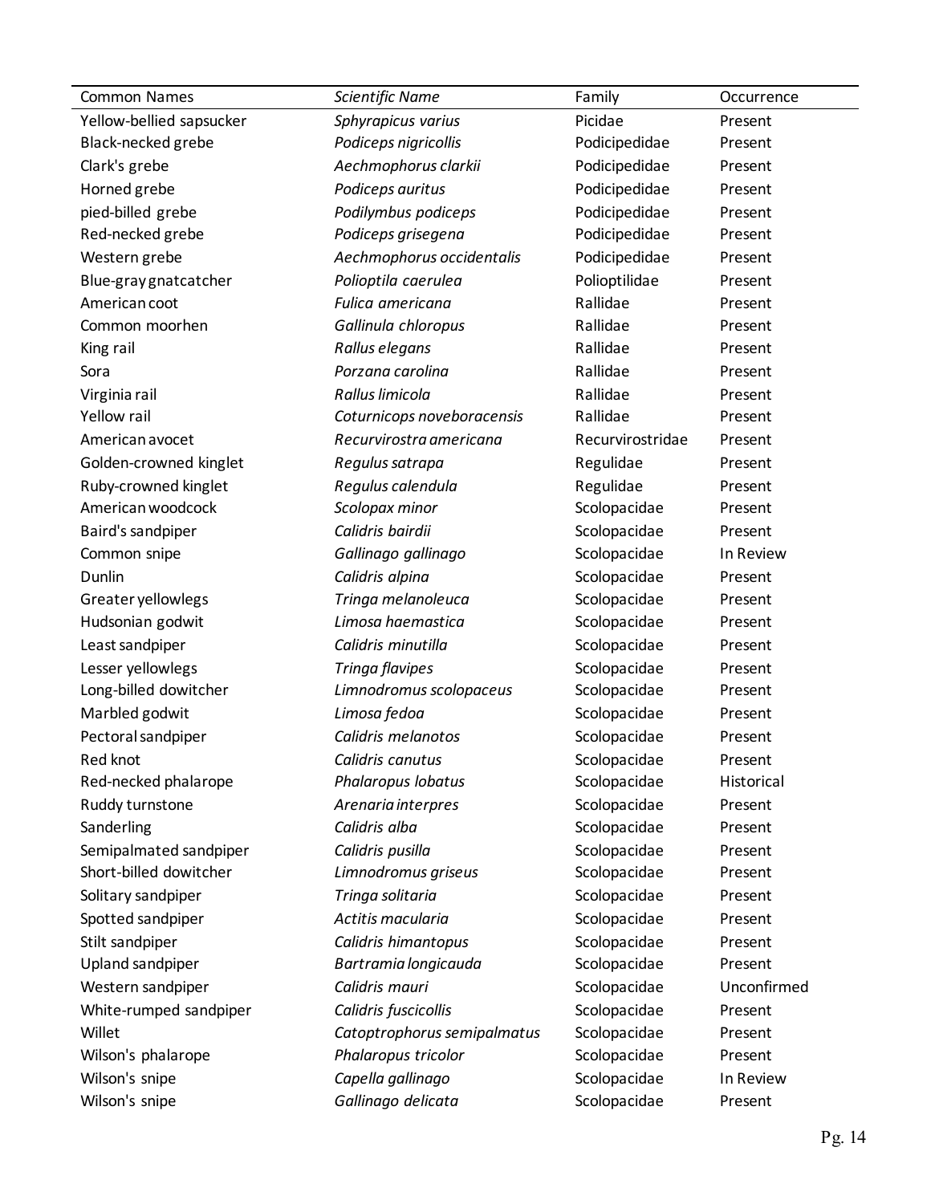| Common Names | *Scientific Name* | Family | Occurrence |
| --- | --- | --- | --- |
| Yellow-bellied sapsucker | *Sphyrapicus varius* | Picidae | Present |
| Black-necked grebe | *Podiceps nigricollis* | Podicipedidae | Present |
| Clark's grebe | *Aechmophorus clarkii* | Podicipedidae | Present |
| Horned grebe | *Podiceps auritus* | Podicipedidae | Present |
| pied-billed grebe | *Podilymbus podiceps* | Podicipedidae | Present |
| Red-necked grebe | *Podiceps grisegena* | Podicipedidae | Present |
| Western grebe | *Aechmophorus occidentalis* | Podicipedidae | Present |
| Blue-gray gnatcatcher | *Polioptila caerulea* | Polioptilidae | Present |
| American coot | *Fulica americana* | Rallidae | Present |
| Common moorhen | *Gallinula chloropus* | Rallidae | Present |
| King rail | *Rallus elegans* | Rallidae | Present |
| Sora | *Porzana carolina* | Rallidae | Present |
| Virginia rail | *Rallus limicola* | Rallidae | Present |
| Yellow rail | *Coturnicops noveboracensis* | Rallidae | Present |
| American avocet | *Recurvirostra americana* | Recurvirostridae | Present |
| Golden-crowned kinglet | *Regulus satrapa* | Regulidae | Present |
| Ruby-crowned kinglet | *Regulus calendula* | Regulidae | Present |
| American woodcock | *Scolopax minor* | Scolopacidae | Present |
| Baird's sandpiper | *Calidris bairdii* | Scolopacidae | Present |
| Common snipe | *Gallinago gallinago* | Scolopacidae | In Review |
| Dunlin | *Calidris alpina* | Scolopacidae | Present |
| Greater yellowlegs | *Tringa melanoleuca* | Scolopacidae | Present |
| Hudsonian godwit | *Limosa haemastica* | Scolopacidae | Present |
| Least sandpiper | *Calidris minutilla* | Scolopacidae | Present |
| Lesser yellowlegs | *Tringa flavipes* | Scolopacidae | Present |
| Long-billed dowitcher | *Limnodromus scolopaceus* | Scolopacidae | Present |
| Marbled godwit | *Limosa fedoa* | Scolopacidae | Present |
| Pectoral sandpiper | *Calidris melanotos* | Scolopacidae | Present |
| Red knot | *Calidris canutus* | Scolopacidae | Present |
| Red-necked phalarope | *Phalaropus lobatus* | Scolopacidae | Historical |
| Ruddy turnstone | *Arenaria interpres* | Scolopacidae | Present |
| Sanderling | *Calidris alba* | Scolopacidae | Present |
| Semipalmated sandpiper | *Calidris pusilla* | Scolopacidae | Present |
| Short-billed dowitcher | *Limnodromus griseus* | Scolopacidae | Present |
| Solitary sandpiper | *Tringa solitaria* | Scolopacidae | Present |
| Spotted sandpiper | *Actitis macularia* | Scolopacidae | Present |
| Stilt sandpiper | *Calidris himantopus* | Scolopacidae | Present |
| Upland sandpiper | *Bartramia longicauda* | Scolopacidae | Present |
| Western sandpiper | *Calidris mauri* | Scolopacidae | Unconfirmed |
| White-rumped sandpiper | *Calidris fuscicollis* | Scolopacidae | Present |
| Willet | *Catoptrophorus semipalmatus* | Scolopacidae | Present |
| Wilson's phalarope | *Phalaropus tricolor* | Scolopacidae | Present |
| Wilson's snipe | *Capella gallinago* | Scolopacidae | In Review |
| Wilson's snipe | *Gallinago delicata* | Scolopacidae | Present |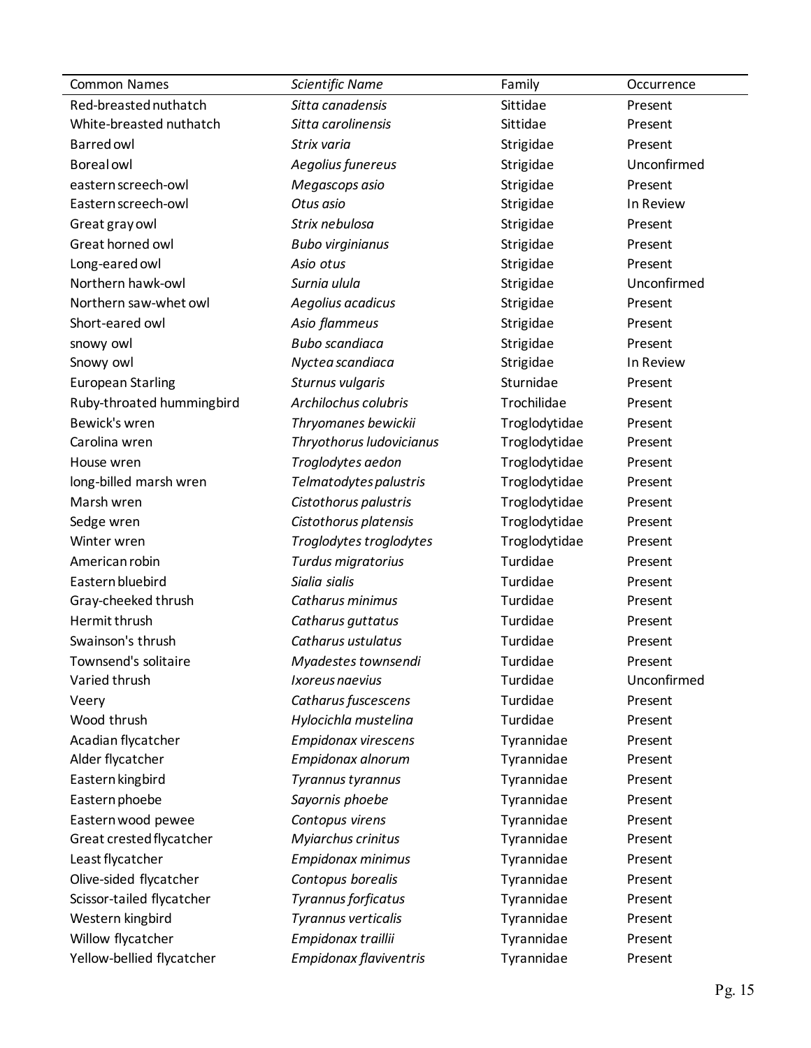| Common Names | *Scientific Name* | Family | Occurrence |
|---|---|---|---|
| Red-breasted nuthatch | *Sitta canadensis* | Sittidae | Present |
| White-breasted nuthatch | *Sitta carolinensis* | Sittidae | Present |
| Barred owl | *Strix varia* | Strigidae | Present |
| Boreal owl | *Aegolius funereus* | Strigidae | Unconfirmed |
| eastern screech-owl | *Megascops asio* | Strigidae | Present |
| Eastern screech-owl | *Otus asio* | Strigidae | In Review |
| Great gray owl | *Strix nebulosa* | Strigidae | Present |
| Great horned owl | *Bubo virginianus* | Strigidae | Present |
| Long-eared owl | *Asio otus* | Strigidae | Present |
| Northern hawk-owl | *Surnia ulula* | Strigidae | Unconfirmed |
| Northern saw-whet owl | *Aegolius acadicus* | Strigidae | Present |
| Short-eared owl | *Asio flammeus* | Strigidae | Present |
| snowy owl | *Bubo scandiaca* | Strigidae | Present |
| Snowy owl | *Nyctea scandiaca* | Strigidae | In Review |
| European Starling | *Sturnus vulgaris* | Sturnidae | Present |
| Ruby-throated hummingbird | *Archilochus colubris* | Trochilidae | Present |
| Bewick's wren | *Thryomanes bewickii* | Troglodytidae | Present |
| Carolina wren | *Thryothorus ludovicianus* | Troglodytidae | Present |
| House wren | *Troglodytes aedon* | Troglodytidae | Present |
| long-billed marsh wren | *Telmatodytes palustris* | Troglodytidae | Present |
| Marsh wren | *Cistothorus palustris* | Troglodytidae | Present |
| Sedge wren | *Cistothorus platensis* | Troglodytidae | Present |
| Winter wren | *Troglodytes troglodytes* | Troglodytidae | Present |
| American robin | *Turdus migratorius* | Turdidae | Present |
| Eastern bluebird | *Sialia sialis* | Turdidae | Present |
| Gray-cheeked thrush | *Catharus minimus* | Turdidae | Present |
| Hermit thrush | *Catharus guttatus* | Turdidae | Present |
| Swainson's thrush | *Catharus ustulatus* | Turdidae | Present |
| Townsend's solitaire | *Myadestes townsendi* | Turdidae | Present |
| Varied thrush | *Ixoreus naevius* | Turdidae | Unconfirmed |
| Veery | *Catharus fuscescens* | Turdidae | Present |
| Wood thrush | *Hylocichla mustelina* | Turdidae | Present |
| Acadian flycatcher | *Empidonax virescens* | Tyrannidae | Present |
| Alder flycatcher | *Empidonax alnorum* | Tyrannidae | Present |
| Eastern kingbird | *Tyrannus tyrannus* | Tyrannidae | Present |
| Eastern phoebe | *Sayornis phoebe* | Tyrannidae | Present |
| Eastern wood pewee | *Contopus virens* | Tyrannidae | Present |
| Great crested flycatcher | *Myiarchus crinitus* | Tyrannidae | Present |
| Least flycatcher | *Empidonax minimus* | Tyrannidae | Present |
| Olive-sided flycatcher | *Contopus borealis* | Tyrannidae | Present |
| Scissor-tailed flycatcher | *Tyrannus forficatus* | Tyrannidae | Present |
| Western kingbird | *Tyrannus verticalis* | Tyrannidae | Present |
| Willow flycatcher | *Empidonax traillii* | Tyrannidae | Present |
| Yellow-bellied flycatcher | *Empidonax flaviventris* | Tyrannidae | Present |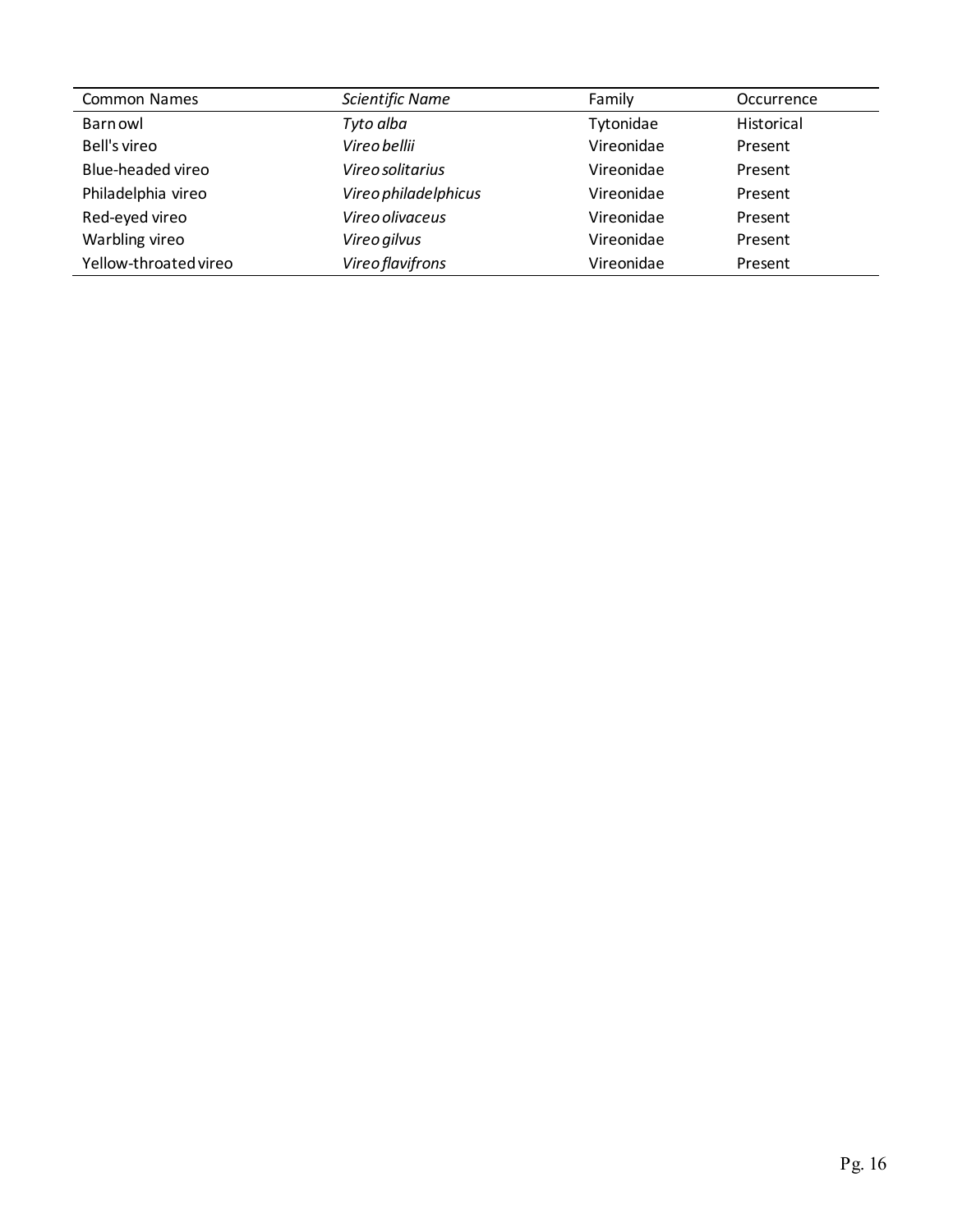| Common Names | *Scientific Name* | Family | Occurrence |
| --- | --- | --- | --- |
| Barn owl | *Tyto alba* | Tytonidae | Historical |
| Bell's vireo | *Vireo bellii* | Vireonidae | Present |
| Blue-headed vireo | *Vireo solitarius* | Vireonidae | Present |
| Philadelphia vireo | *Vireo philadelphicus* | Vireonidae | Present |
| Red-eyed vireo | *Vireo olivaceus* | Vireonidae | Present |
| Warbling vireo | *Vireo gilvus* | Vireonidae | Present |
| Yellow-throated vireo | *Vireo flavifrons* | Vireonidae | Present |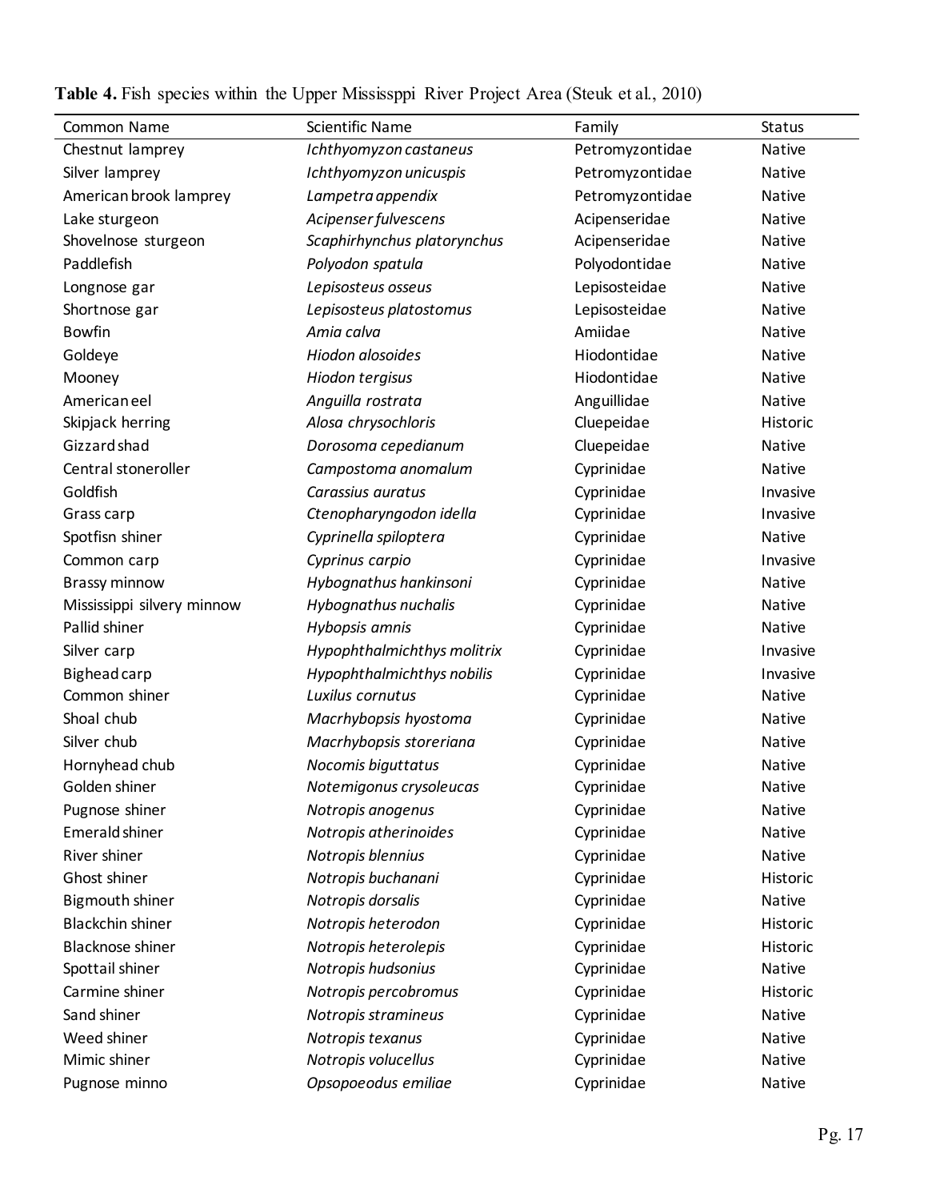**Table 4.** Fish species within the Upper Mississppi River Project Area (Steuk et al., 2010)

| Common Name | Scientific Name | Family | Status |
|---|---|---|---|
| Chestnut lamprey | *Ichthyomyzon castaneus* | Petromyzontidae | Native |
| Silver lamprey | *Ichthyomyzon unicuspis* | Petromyzontidae | Native |
| American brook lamprey | *Lampetra appendix* | Petromyzontidae | Native |
| Lake sturgeon | *Acipenser fulvescens* | Acipenseridae | Native |
| Shovelnose sturgeon | *Scaphirhynchus platorynchus* | Acipenseridae | Native |
| Paddlefish | *Polyodon spatula* | Polyodontidae | Native |
| Longnose gar | *Lepisosteus osseus* | Lepisosteidae | Native |
| Shortnose gar | *Lepisosteus platostomus* | Lepisosteidae | Native |
| Bowfin | *Amia calva* | Amiidae | Native |
| Goldeye | *Hiodon alosoides* | Hiodontidae | Native |
| Mooney | *Hiodon tergisus* | Hiodontidae | Native |
| American eel | *Anguilla rostrata* | Anguillidae | Native |
| Skipjack herring | *Alosa chrysochloris* | Cluepeidae | Historic |
| Gizzard shad | *Dorosoma cepedianum* | Cluepeidae | Native |
| Central stoneroller | *Campostoma anomalum* | Cyprinidae | Native |
| Goldfish | *Carassius auratus* | Cyprinidae | Invasive |
| Grass carp | *Ctenopharyngodon idella* | Cyprinidae | Invasive |
| Spotfisn shiner | *Cyprinella spiloptera* | Cyprinidae | Native |
| Common carp | *Cyprinus carpio* | Cyprinidae | Invasive |
| Brassy minnow | *Hybognathus hankinsoni* | Cyprinidae | Native |
| Mississippi silvery minnow | *Hybognathus nuchalis* | Cyprinidae | Native |
| Pallid shiner | *Hybopsis amnis* | Cyprinidae | Native |
| Silver carp | *Hypophthalmichthys molitrix* | Cyprinidae | Invasive |
| Bighead carp | *Hypophthalmichthys nobilis* | Cyprinidae | Invasive |
| Common shiner | *Luxilus cornutus* | Cyprinidae | Native |
| Shoal chub | *Macrhybopsis hyostoma* | Cyprinidae | Native |
| Silver chub | *Macrhybopsis storeriana* | Cyprinidae | Native |
| Hornyhead chub | *Nocomis biguttatus* | Cyprinidae | Native |
| Golden shiner | *Notemigonus crysoleucas* | Cyprinidae | Native |
| Pugnose shiner | *Notropis anogenus* | Cyprinidae | Native |
| Emerald shiner | *Notropis atherinoides* | Cyprinidae | Native |
| River shiner | *Notropis blennius* | Cyprinidae | Native |
| Ghost shiner | *Notropis buchanani* | Cyprinidae | Historic |
| Bigmouth shiner | *Notropis dorsalis* | Cyprinidae | Native |
| Blackchin shiner | *Notropis heterodon* | Cyprinidae | Historic |
| Blacknose shiner | *Notropis heterolepis* | Cyprinidae | Historic |
| Spottail shiner | *Notropis hudsonius* | Cyprinidae | Native |
| Carmine shiner | *Notropis percobromus* | Cyprinidae | Historic |
| Sand shiner | *Notropis stramineus* | Cyprinidae | Native |
| Weed shiner | *Notropis texanus* | Cyprinidae | Native |
| Mimic shiner | *Notropis volucellus* | Cyprinidae | Native |
| Pugnose minno | *Opsopoeodus emiliae* | Cyprinidae | Native |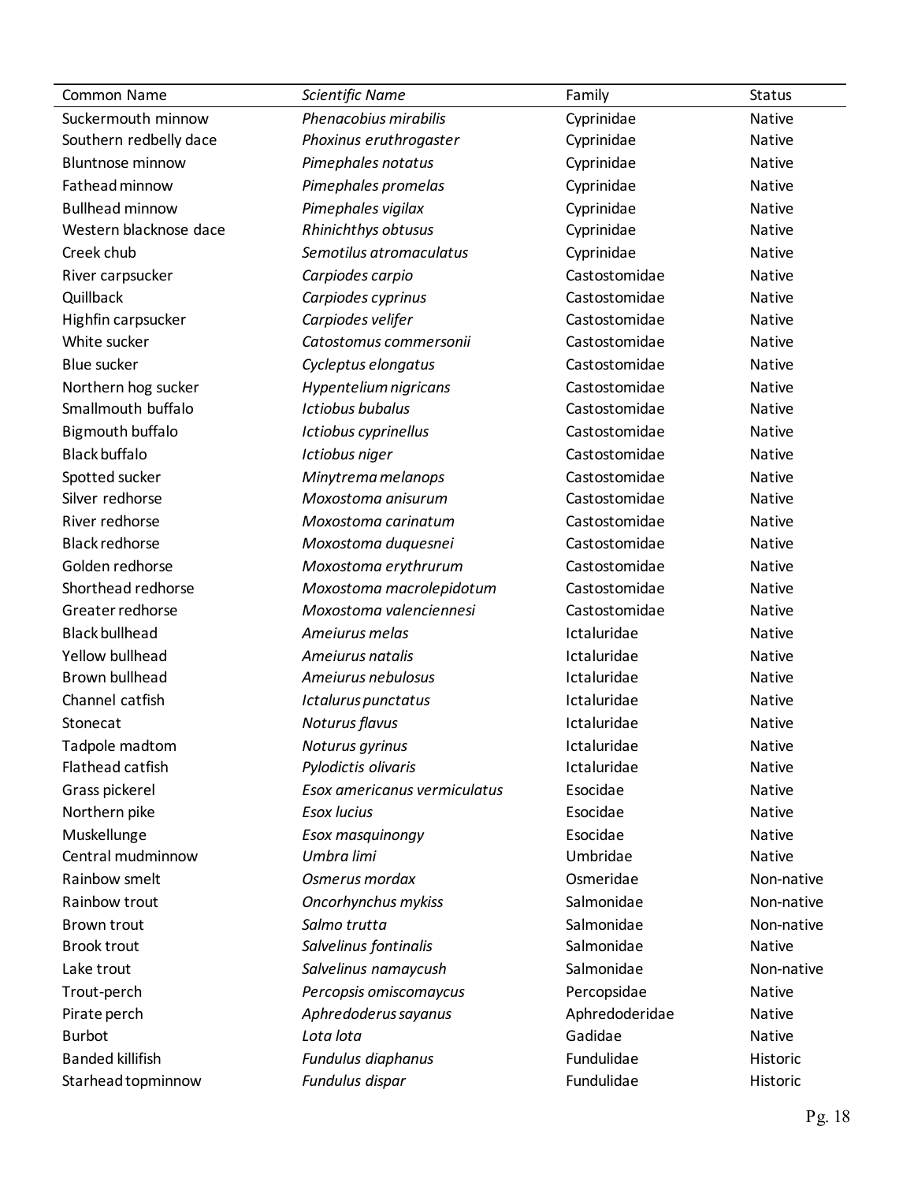| Common Name | *Scientific Name* | Family | Status |
|---|---|---|---|
| Suckermouth minnow | *Phenacobius mirabilis* | Cyprinidae | Native |
| Southern redbelly dace | *Phoxinus eruthrogaster* | Cyprinidae | Native |
| Bluntnose minnow | *Pimephales notatus* | Cyprinidae | Native |
| Fathead minnow | *Pimephales promelas* | Cyprinidae | Native |
| Bullhead minnow | *Pimephales vigilax* | Cyprinidae | Native |
| Western blacknose dace | *Rhinichthys obtusus* | Cyprinidae | Native |
| Creek chub | *Semotilus atromaculatus* | Cyprinidae | Native |
| River carpsucker | *Carpiodes carpio* | Castostomidae | Native |
| Quillback | *Carpiodes cyprinus* | Castostomidae | Native |
| Highfin carpsucker | *Carpiodes velifer* | Castostomidae | Native |
| White sucker | *Catostomus commersonii* | Castostomidae | Native |
| Blue sucker | *Cycleptus elongatus* | Castostomidae | Native |
| Northern hog sucker | *Hypentelium nigricans* | Castostomidae | Native |
| Smallmouth buffalo | *Ictiobus bubalus* | Castostomidae | Native |
| Bigmouth buffalo | *Ictiobus cyprinellus* | Castostomidae | Native |
| Black buffalo | *Ictiobus niger* | Castostomidae | Native |
| Spotted sucker | *Minytrema melanops* | Castostomidae | Native |
| Silver redhorse | *Moxostoma anisurum* | Castostomidae | Native |
| River redhorse | *Moxostoma carinatum* | Castostomidae | Native |
| Black redhorse | *Moxostoma duquesnei* | Castostomidae | Native |
| Golden redhorse | *Moxostoma erythrurum* | Castostomidae | Native |
| Shorthead redhorse | *Moxostoma macrolepidotum* | Castostomidae | Native |
| Greater redhorse | *Moxostoma valenciennesi* | Castostomidae | Native |
| Black bullhead | *Ameiurus melas* | Ictaluridae | Native |
| Yellow bullhead | *Ameiurus natalis* | Ictaluridae | Native |
| Brown bullhead | *Ameiurus nebulosus* | Ictaluridae | Native |
| Channel catfish | *Ictalurus punctatus* | Ictaluridae | Native |
| Stonecat | *Noturus flavus* | Ictaluridae | Native |
| Tadpole madtom | *Noturus gyrinus* | Ictaluridae | Native |
| Flathead catfish | *Pylodictis olivaris* | Ictaluridae | Native |
| Grass pickerel | *Esox americanus vermiculatus* | Esocidae | Native |
| Northern pike | *Esox lucius* | Esocidae | Native |
| Muskellunge | *Esox masquinongy* | Esocidae | Native |
| Central mudminnow | *Umbra limi* | Umbridae | Native |
| Rainbow smelt | *Osmerus mordax* | Osmeridae | Non-native |
| Rainbow trout | *Oncorhynchus mykiss* | Salmonidae | Non-native |
| Brown trout | *Salmo trutta* | Salmonidae | Non-native |
| Brook trout | *Salvelinus fontinalis* | Salmonidae | Native |
| Lake trout | *Salvelinus namaycush* | Salmonidae | Non-native |
| Trout-perch | *Percopsis omiscomaycus* | Percopsidae | Native |
| Pirate perch | *Aphredoderus sayanus* | Aphredoderidae | Native |
| Burbot | *Lota lota* | Gadidae | Native |
| Banded killifish | *Fundulus diaphanus* | Fundulidae | Historic |
| Starhead topminnow | *Fundulus dispar* | Fundulidae | Historic |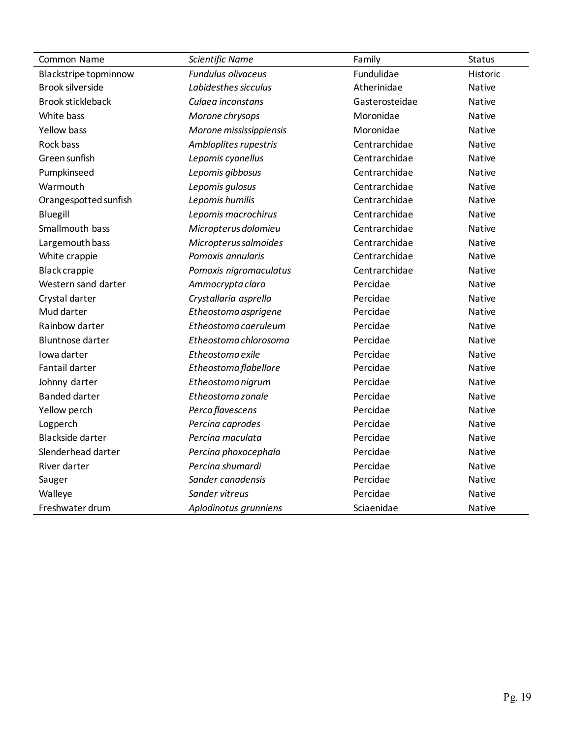| Common Name | *Scientific Name* | Family | Status |
|---|---|---|---|
| Blackstripe topminnow | *Fundulus olivaceus* | Fundulidae | Historic |
| Brook silverside | *Labidesthes sicculus* | Atherinidae | Native |
| Brook stickleback | *Culaea inconstans* | Gasterosteidae | Native |
| White bass | *Morone chrysops* | Moronidae | Native |
| Yellow bass | *Morone mississippiensis* | Moronidae | Native |
| Rock bass | *Ambloplites rupestris* | Centrarchidae | Native |
| Green sunfish | *Lepomis cyanellus* | Centrarchidae | Native |
| Pumpkinseed | *Lepomis gibbosus* | Centrarchidae | Native |
| Warmouth | *Lepomis gulosus* | Centrarchidae | Native |
| Orangespotted sunfish | *Lepomis humilis* | Centrarchidae | Native |
| Bluegill | *Lepomis macrochirus* | Centrarchidae | Native |
| Smallmouth bass | *Micropterus dolomieu* | Centrarchidae | Native |
| Largemouth bass | *Micropterus salmoides* | Centrarchidae | Native |
| White crappie | *Pomoxis annularis* | Centrarchidae | Native |
| Black crappie | *Pomoxis nigromaculatus* | Centrarchidae | Native |
| Western sand darter | *Ammocrypta clara* | Percidae | Native |
| Crystal darter | *Crystallaria asprella* | Percidae | Native |
| Mud darter | *Etheostoma asprigene* | Percidae | Native |
| Rainbow darter | *Etheostoma caeruleum* | Percidae | Native |
| Bluntnose darter | *Etheostoma chlorosoma* | Percidae | Native |
| Iowa darter | *Etheostoma exile* | Percidae | Native |
| Fantail darter | *Etheostoma flabellare* | Percidae | Native |
| Johnny darter | *Etheostoma nigrum* | Percidae | Native |
| Banded darter | *Etheostoma zonale* | Percidae | Native |
| Yellow perch | *Perca flavescens* | Percidae | Native |
| Logperch | *Percina caprodes* | Percidae | Native |
| Blackside darter | *Percina maculata* | Percidae | Native |
| Slenderhead darter | *Percina phoxocephala* | Percidae | Native |
| River darter | *Percina shumardi* | Percidae | Native |
| Sauger | *Sander canadensis* | Percidae | Native |
| Walleye | *Sander vitreus* | Percidae | Native |
| Freshwater drum | *Aplodinotus grunniens* | Sciaenidae | Native |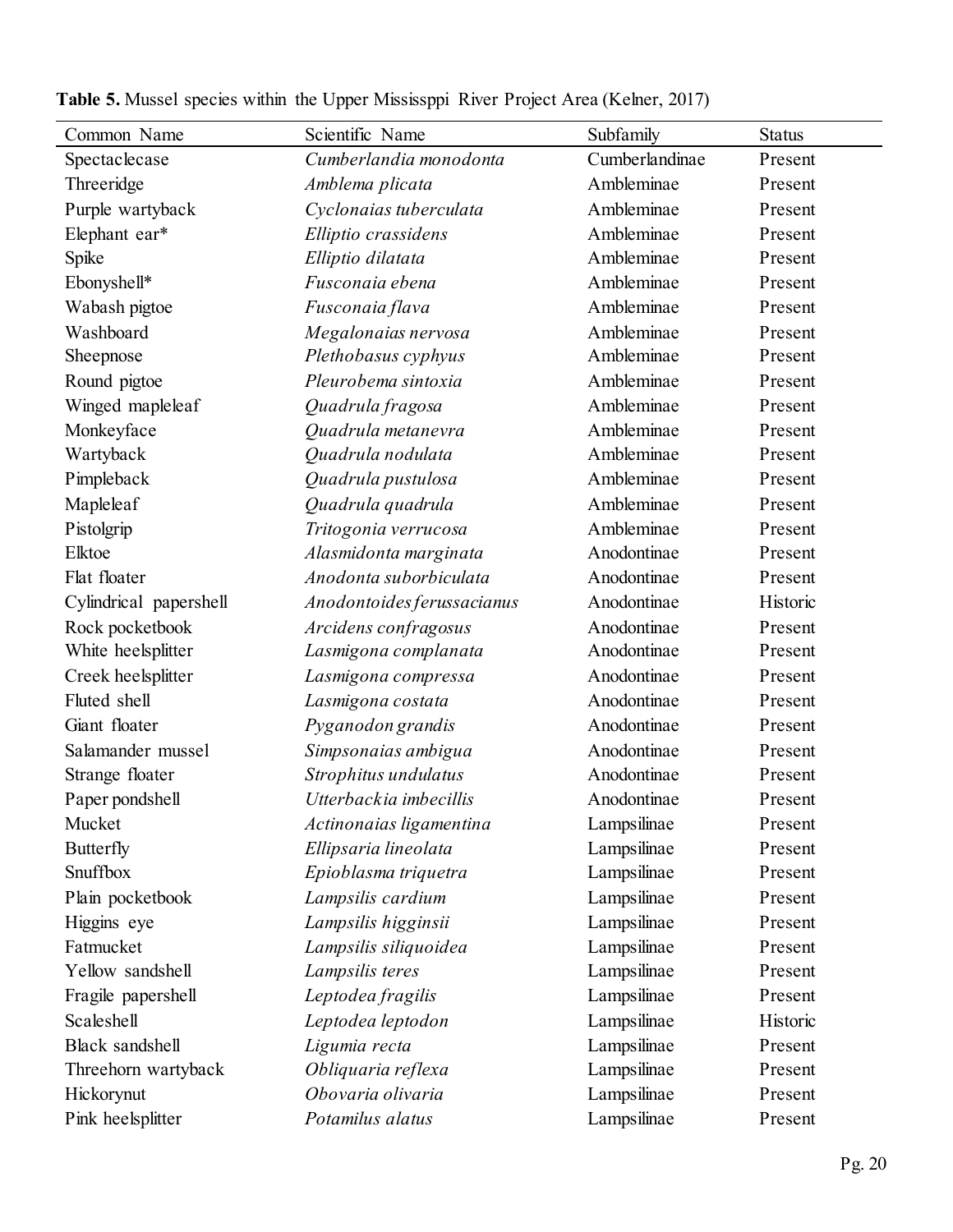**Table 5.** Mussel species within the Upper Mississppi River Project Area (Kelner, 2017)

| Common Name | Scientific Name | Subfamily | Status |
|---|---|---|---|
| Spectaclecase | *Cumberlandia monodonta* | Cumberlandinae | Present |
| Threeridge | *Amblema plicata* | Ambleminae | Present |
| Purple wartyback | *Cyclonaias tuberculata* | Ambleminae | Present |
| Elephant ear* | *Elliptio crassidens* | Ambleminae | Present |
| Spike | *Elliptio dilatata* | Ambleminae | Present |
| Ebonyshell* | *Fusconaia ebena* | Ambleminae | Present |
| Wabash pigtoe | *Fusconaia flava* | Ambleminae | Present |
| Washboard | *Megalonaias nervosa* | Ambleminae | Present |
| Sheepnose | *Plethobasus cyphyus* | Ambleminae | Present |
| Round pigtoe | *Pleurobema sintoxia* | Ambleminae | Present |
| Winged mapleleaf | *Quadrula fragosa* | Ambleminae | Present |
| Monkeyface | *Quadrula metanevra* | Ambleminae | Present |
| Wartyback | *Quadrula nodulata* | Ambleminae | Present |
| Pimpleback | *Quadrula pustulosa* | Ambleminae | Present |
| Mapleleaf | *Quadrula quadrula* | Ambleminae | Present |
| Pistolgrip | *Tritogonia verrucosa* | Ambleminae | Present |
| Elktoe | *Alasmidonta marginata* | Anodontinae | Present |
| Flat floater | *Anodonta suborbiculata* | Anodontinae | Present |
| Cylindrical papershell | *Anodontoides ferussacianus* | Anodontinae | Historic |
| Rock pocketbook | *Arcidens confragosus* | Anodontinae | Present |
| White heelsplitter | *Lasmigona complanata* | Anodontinae | Present |
| Creek heelsplitter | *Lasmigona compressa* | Anodontinae | Present |
| Fluted shell | *Lasmigona costata* | Anodontinae | Present |
| Giant floater | *Pyganodon grandis* | Anodontinae | Present |
| Salamander mussel | *Simpsonaias ambigua* | Anodontinae | Present |
| Strange floater | *Strophitus undulatus* | Anodontinae | Present |
| Paper pondshell | *Utterbackia imbecillis* | Anodontinae | Present |
| Mucket | *Actinonaias ligamentina* | Lampsilinae | Present |
| Butterfly | *Ellipsaria lineolata* | Lampsilinae | Present |
| Snuffbox | *Epioblasma triquetra* | Lampsilinae | Present |
| Plain pocketbook | *Lampsilis cardium* | Lampsilinae | Present |
| Higgins eye | *Lampsilis higginsii* | Lampsilinae | Present |
| Fatmucket | *Lampsilis siliquoidea* | Lampsilinae | Present |
| Yellow sandshell | *Lampsilis teres* | Lampsilinae | Present |
| Fragile papershell | *Leptodea fragilis* | Lampsilinae | Present |
| Scaleshell | *Leptodea leptodon* | Lampsilinae | Historic |
| Black sandshell | *Ligumia recta* | Lampsilinae | Present |
| Threehorn wartyback | *Obliquaria reflexa* | Lampsilinae | Present |
| Hickorynut | *Obovaria olivaria* | Lampsilinae | Present |
| Pink heelsplitter | *Potamilus alatus* | Lampsilinae | Present |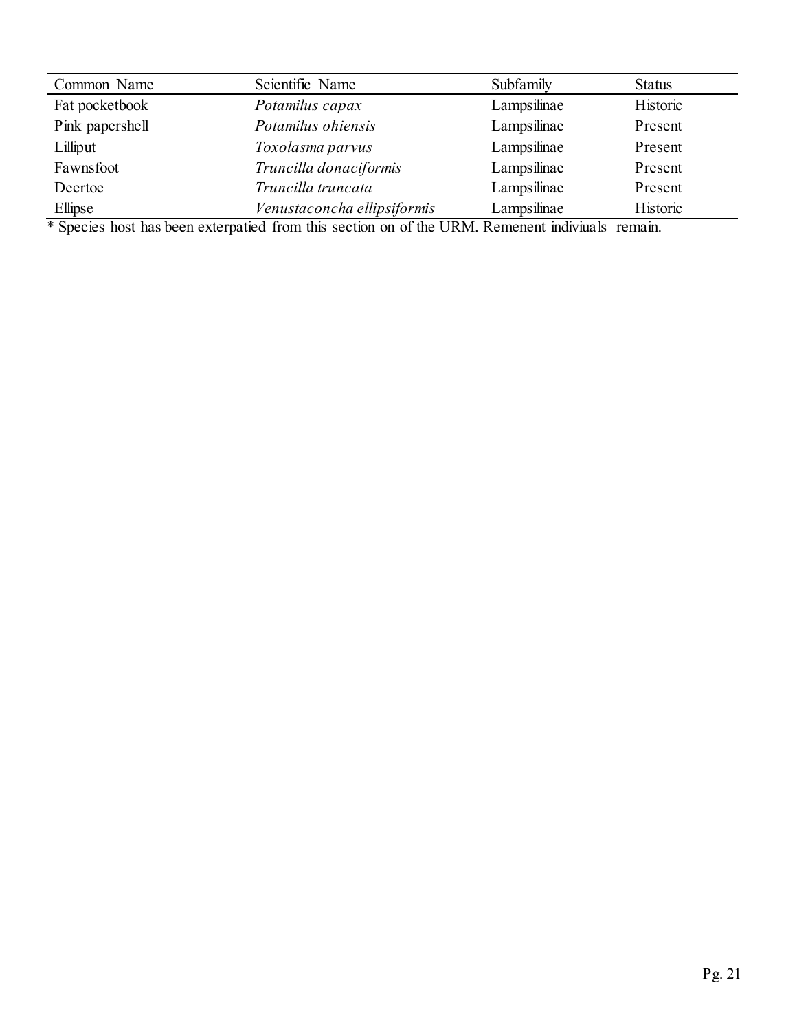| Common Name | Scientific Name | Subfamily | Status |
| --- | --- | --- | --- |
| Fat pocketbook | *Potamilus capax* | Lampsilinae | Historic |
| Pink papershell | *Potamilus ohiensis* | Lampsilinae | Present |
| Lilliput | *Toxolasma parvus* | Lampsilinae | Present |
| Fawnsfoot | *Truncilla donaciformis* | Lampsilinae | Present |
| Deertoe | *Truncilla truncata* | Lampsilinae | Present |
| Ellipse | *Venustaconcha ellipsiformis* | Lampsilinae | Historic |

* Species host has been exterpatied from this section on of the URM. Remenent indiviuals remain.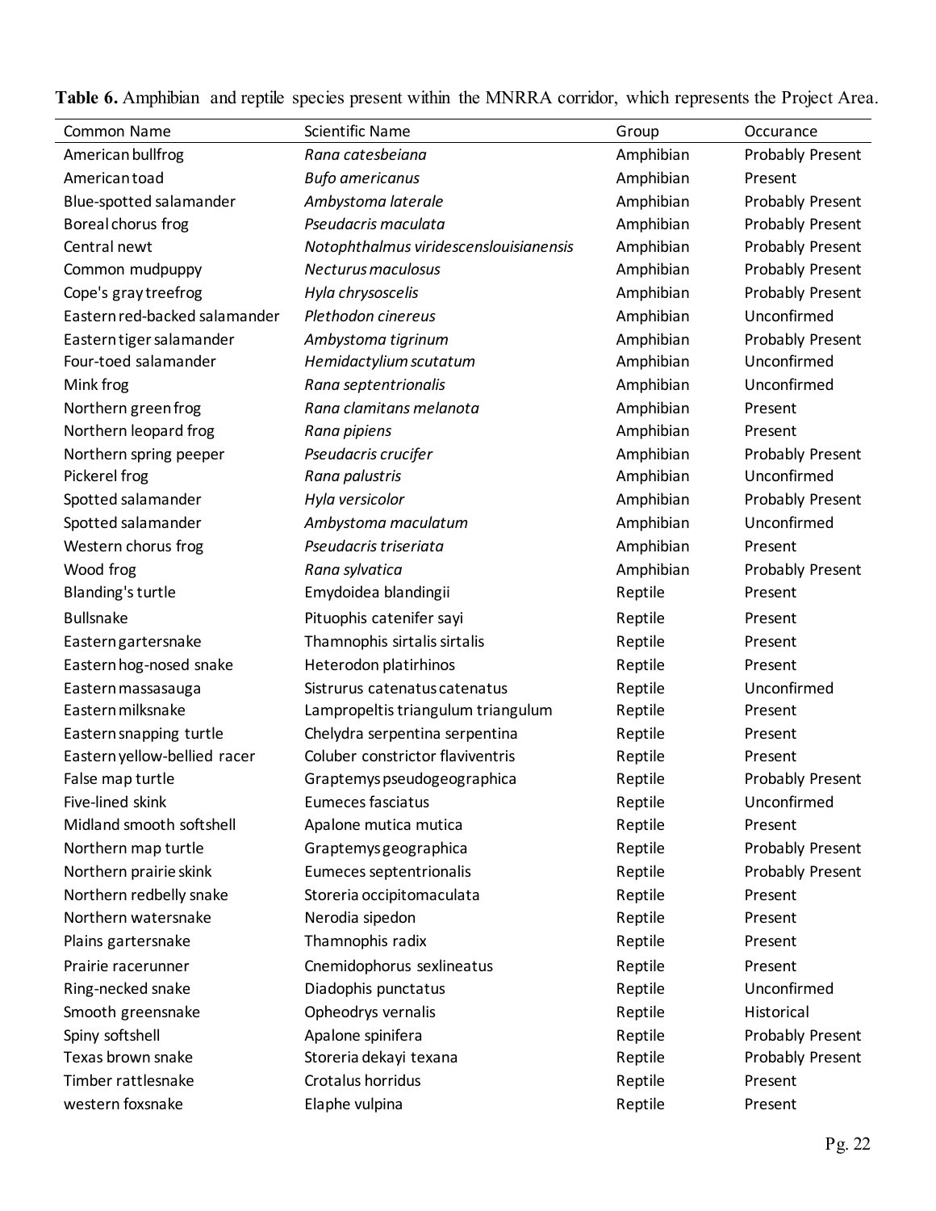**Table 6.** Amphibian and reptile species present within the MNRRA corridor, which represents the Project Area.

| Common Name | Scientific Name | Group | Occurance |
|---|---|---|---|
| American bullfrog | *Rana catesbeiana* | Amphibian | Probably Present |
| American toad | *Bufo americanus* | Amphibian | Present |
| Blue-spotted salamander | *Ambystoma laterale* | Amphibian | Probably Present |
| Boreal chorus frog | *Pseudacris maculata* | Amphibian | Probably Present |
| Central newt | *Notophthalmus viridescenslouisianensis* | Amphibian | Probably Present |
| Common mudpuppy | *Necturus maculosus* | Amphibian | Probably Present |
| Cope's gray treefrog | *Hyla chrysoscelis* | Amphibian | Probably Present |
| Eastern red-backed salamander | *Plethodon cinereus* | Amphibian | Unconfirmed |
| Eastern tiger salamander | *Ambystoma tigrinum* | Amphibian | Probably Present |
| Four-toed salamander | *Hemidactylium scutatum* | Amphibian | Unconfirmed |
| Mink frog | *Rana septentrionalis* | Amphibian | Unconfirmed |
| Northern green frog | *Rana clamitans melanota* | Amphibian | Present |
| Northern leopard frog | *Rana pipiens* | Amphibian | Present |
| Northern spring peeper | *Pseudacris crucifer* | Amphibian | Probably Present |
| Pickerel frog | *Rana palustris* | Amphibian | Unconfirmed |
| Spotted salamander | *Hyla versicolor* | Amphibian | Probably Present |
| Spotted salamander | *Ambystoma maculatum* | Amphibian | Unconfirmed |
| Western chorus frog | *Pseudacris triseriata* | Amphibian | Present |
| Wood frog | *Rana sylvatica* | Amphibian | Probably Present |
| Blanding's turtle | Emydoidea blandingii | Reptile | Present |
| Bullsnake | Pituophis catenifer sayi | Reptile | Present |
| Eastern gartersnake | Thamnophis sirtalis sirtalis | Reptile | Present |
| Eastern hog-nosed snake | Heterodon platirhinos | Reptile | Present |
| Eastern massasauga | Sistrurus catenatus catenatus | Reptile | Unconfirmed |
| Eastern milksnake | Lampropeltis triangulum triangulum | Reptile | Present |
| Eastern snapping turtle | Chelydra serpentina serpentina | Reptile | Present |
| Eastern yellow-bellied racer | Coluber constrictor flaviventris | Reptile | Present |
| False map turtle | Graptemys pseudogeographica | Reptile | Probably Present |
| Five-lined skink | Eumeces fasciatus | Reptile | Unconfirmed |
| Midland smooth softshell | Apalone mutica mutica | Reptile | Present |
| Northern map turtle | Graptemys geographica | Reptile | Probably Present |
| Northern prairie skink | Eumeces septentrionalis | Reptile | Probably Present |
| Northern redbelly snake | Storeria occipitomaculata | Reptile | Present |
| Northern watersnake | Nerodia sipedon | Reptile | Present |
| Plains gartersnake | Thamnophis radix | Reptile | Present |
| Prairie racerunner | Cnemidophorus sexlineatus | Reptile | Present |
| Ring-necked snake | Diadophis punctatus | Reptile | Unconfirmed |
| Smooth greensnake | Opheodrys vernalis | Reptile | Historical |
| Spiny softshell | Apalone spinifera | Reptile | Probably Present |
| Texas brown snake | Storeria dekayi texana | Reptile | Probably Present |
| Timber rattlesnake | Crotalus horridus | Reptile | Present |
| western foxsnake | Elaphe vulpina | Reptile | Present |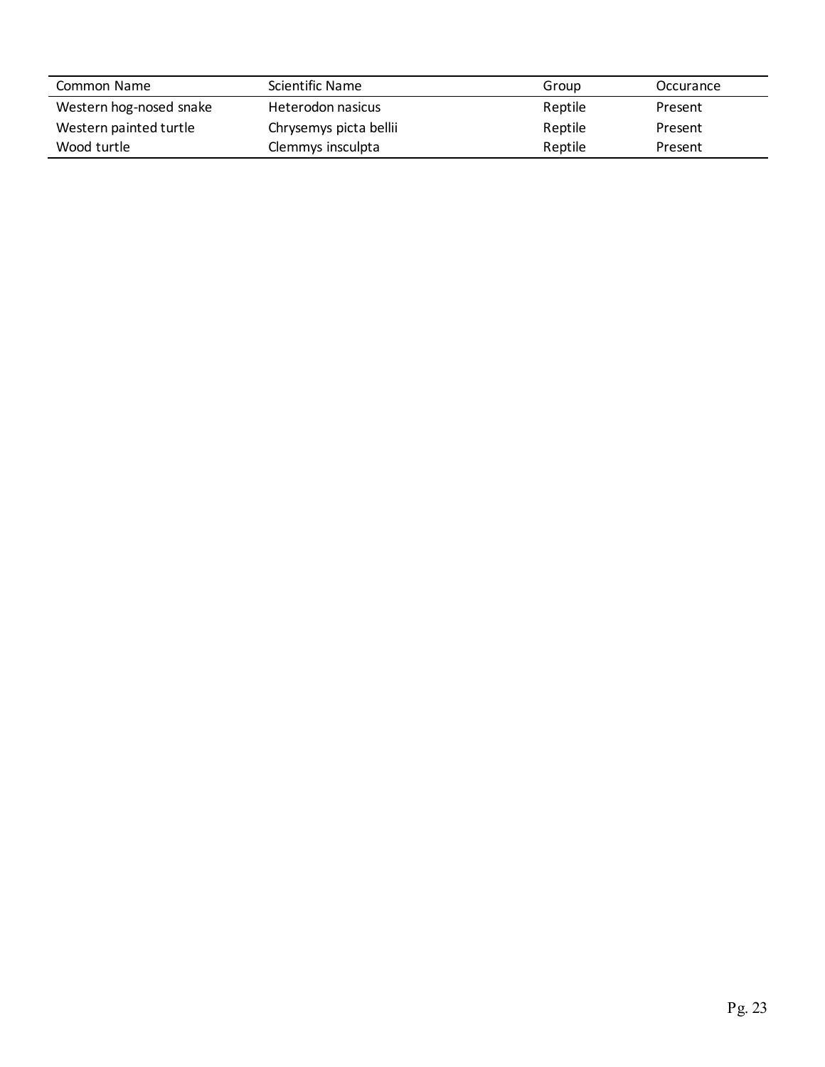| Common Name | Scientific Name | Group | Occurance |
| --- | --- | --- | --- |
| Western hog-nosed snake | Heterodon nasicus | Reptile | Present |
| Western painted turtle | Chrysemys picta bellii | Reptile | Present |
| Wood turtle | Clemmys insculpta | Reptile | Present |